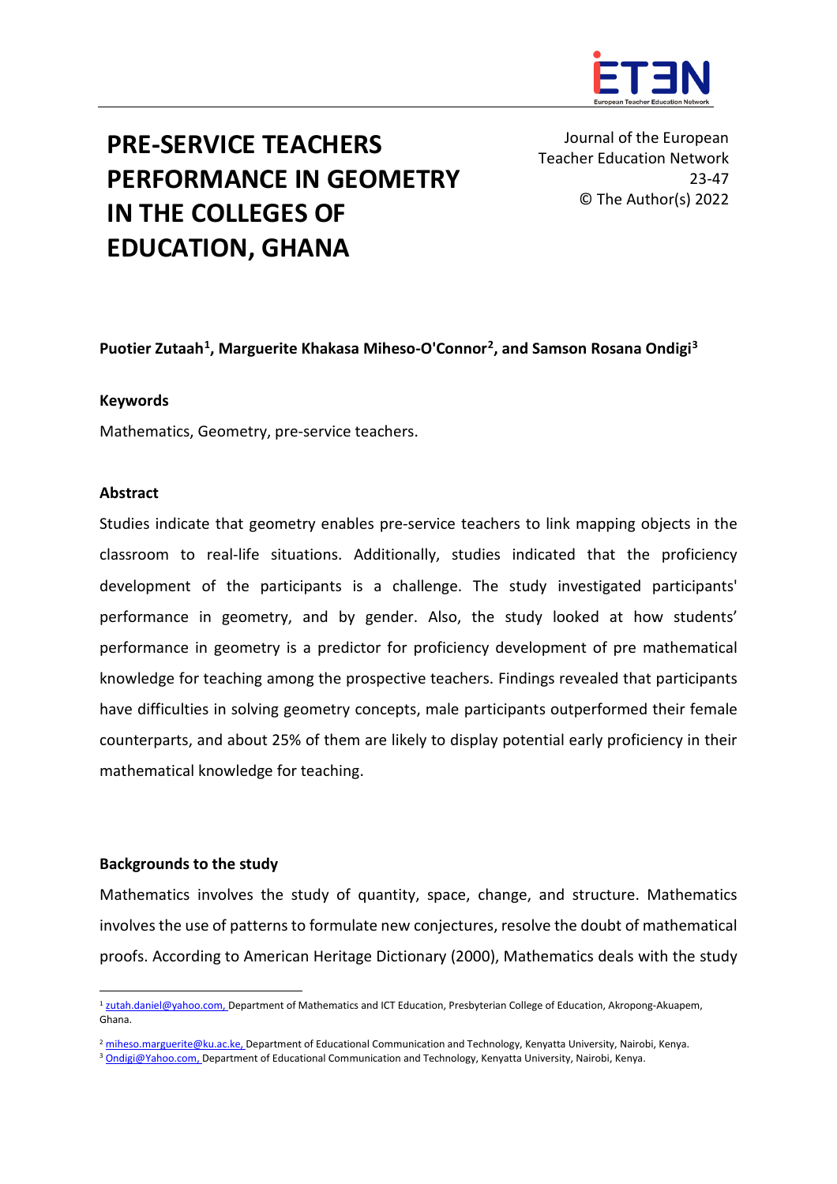# PRE-SERVICE TEACHERS PERFORMANCE IN GEOMETRY IN THE COLLEGES OF EDUCATION, GHANA

Journal of the European Teacher Education Network
23-47
© The Author(s) 2022

**Puotier Zutaah[1], Marguerite Khakasa Miheso-O'Connor[2], and Samson Rosana Ondigi[3]**

**Keywords**

Mathematics, Geometry, pre-service teachers.

**Abstract**

Studies indicate that geometry enables pre-service teachers to link mapping objects in the classroom to real-life situations. Additionally, studies indicated that the proficiency development of the participants is a challenge. The study investigated participants' performance in geometry, and by gender. Also, the study looked at how students' performance in geometry is a predictor for proficiency development of pre mathematical knowledge for teaching among the prospective teachers. Findings revealed that participants have difficulties in solving geometry concepts, male participants outperformed their female counterparts, and about 25% of them are likely to display potential early proficiency in their mathematical knowledge for teaching.

## Backgrounds to the study

Mathematics involves the study of quantity, space, change, and structure. Mathematics involves the use of patterns to formulate new conjectures, resolve the doubt of mathematical proofs. According to American Heritage Dictionary (2000), Mathematics deals with the study

[1] zutah.daniel@yahoo.com, Department of Mathematics and ICT Education, Presbyterian College of Education, Akropong-Akuapem, Ghana.

[2] miheso.marguerite@ku.ac.ke, Department of Educational Communication and Technology, Kenyatta University, Nairobi, Kenya.

[3] Ondigi@Yahoo.com, Department of Educational Communication and Technology, Kenyatta University, Nairobi, Kenya.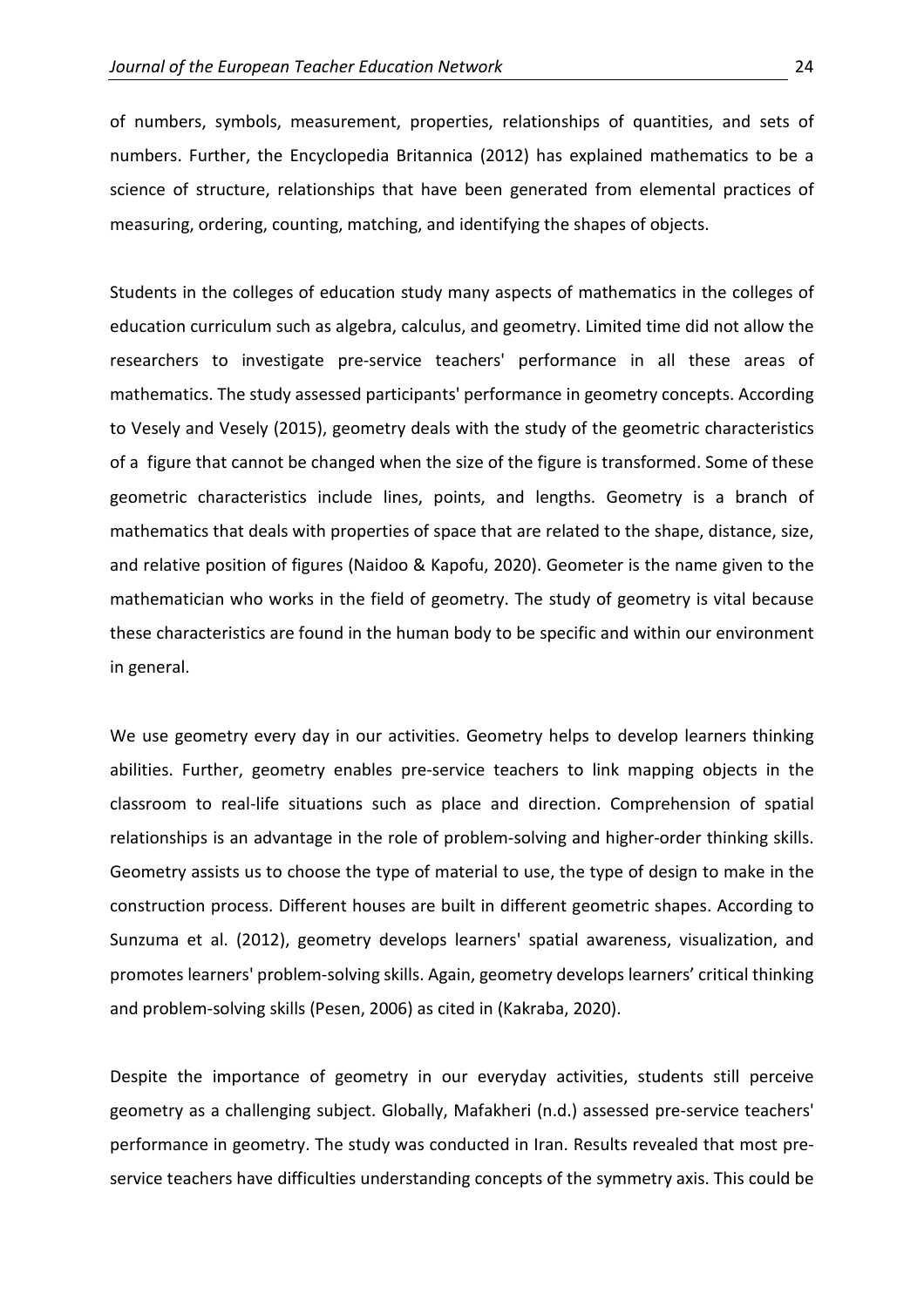of numbers, symbols, measurement, properties, relationships of quantities, and sets of numbers. Further, the Encyclopedia Britannica (2012) has explained mathematics to be a science of structure, relationships that have been generated from elemental practices of measuring, ordering, counting, matching, and identifying the shapes of objects.

Students in the colleges of education study many aspects of mathematics in the colleges of education curriculum such as algebra, calculus, and geometry. Limited time did not allow the researchers to investigate pre-service teachers' performance in all these areas of mathematics. The study assessed participants' performance in geometry concepts. According to Vesely and Vesely (2015), geometry deals with the study of the geometric characteristics of a figure that cannot be changed when the size of the figure is transformed. Some of these geometric characteristics include lines, points, and lengths. Geometry is a branch of mathematics that deals with properties of space that are related to the shape, distance, size, and relative position of figures (Naidoo & Kapofu, 2020). Geometer is the name given to the mathematician who works in the field of geometry. The study of geometry is vital because these characteristics are found in the human body to be specific and within our environment in general.

We use geometry every day in our activities. Geometry helps to develop learners thinking abilities. Further, geometry enables pre-service teachers to link mapping objects in the classroom to real-life situations such as place and direction. Comprehension of spatial relationships is an advantage in the role of problem-solving and higher-order thinking skills. Geometry assists us to choose the type of material to use, the type of design to make in the construction process. Different houses are built in different geometric shapes. According to Sunzuma et al. (2012), geometry develops learners' spatial awareness, visualization, and promotes learners' problem-solving skills. Again, geometry develops learners' critical thinking and problem-solving skills (Pesen, 2006) as cited in (Kakraba, 2020).

Despite the importance of geometry in our everyday activities, students still perceive geometry as a challenging subject. Globally, Mafakheri (n.d.) assessed pre-service teachers' performance in geometry. The study was conducted in Iran. Results revealed that most pre-service teachers have difficulties understanding concepts of the symmetry axis. This could be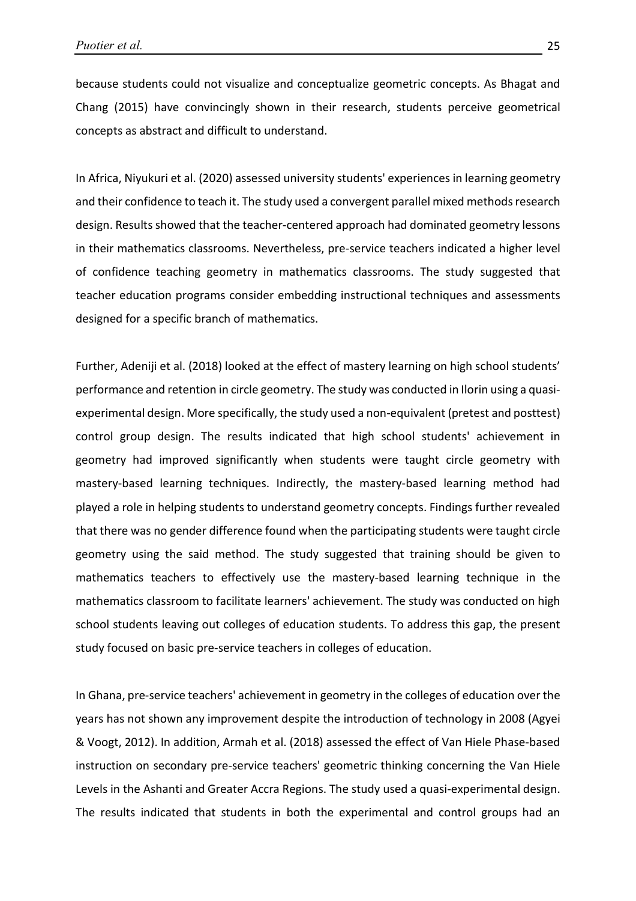because students could not visualize and conceptualize geometric concepts. As Bhagat and Chang (2015) have convincingly shown in their research, students perceive geometrical concepts as abstract and difficult to understand.

In Africa, Niyukuri et al. (2020) assessed university students' experiences in learning geometry and their confidence to teach it. The study used a convergent parallel mixed methods research design. Results showed that the teacher-centered approach had dominated geometry lessons in their mathematics classrooms. Nevertheless, pre-service teachers indicated a higher level of confidence teaching geometry in mathematics classrooms. The study suggested that teacher education programs consider embedding instructional techniques and assessments designed for a specific branch of mathematics.

Further, Adeniji et al. (2018) looked at the effect of mastery learning on high school students' performance and retention in circle geometry. The study was conducted in Ilorin using a quasi-experimental design. More specifically, the study used a non-equivalent (pretest and posttest) control group design. The results indicated that high school students' achievement in geometry had improved significantly when students were taught circle geometry with mastery-based learning techniques. Indirectly, the mastery-based learning method had played a role in helping students to understand geometry concepts. Findings further revealed that there was no gender difference found when the participating students were taught circle geometry using the said method. The study suggested that training should be given to mathematics teachers to effectively use the mastery-based learning technique in the mathematics classroom to facilitate learners' achievement. The study was conducted on high school students leaving out colleges of education students. To address this gap, the present study focused on basic pre-service teachers in colleges of education.

In Ghana, pre-service teachers' achievement in geometry in the colleges of education over the years has not shown any improvement despite the introduction of technology in 2008 (Agyei & Voogt, 2012). In addition, Armah et al. (2018) assessed the effect of Van Hiele Phase-based instruction on secondary pre-service teachers' geometric thinking concerning the Van Hiele Levels in the Ashanti and Greater Accra Regions. The study used a quasi-experimental design. The results indicated that students in both the experimental and control groups had an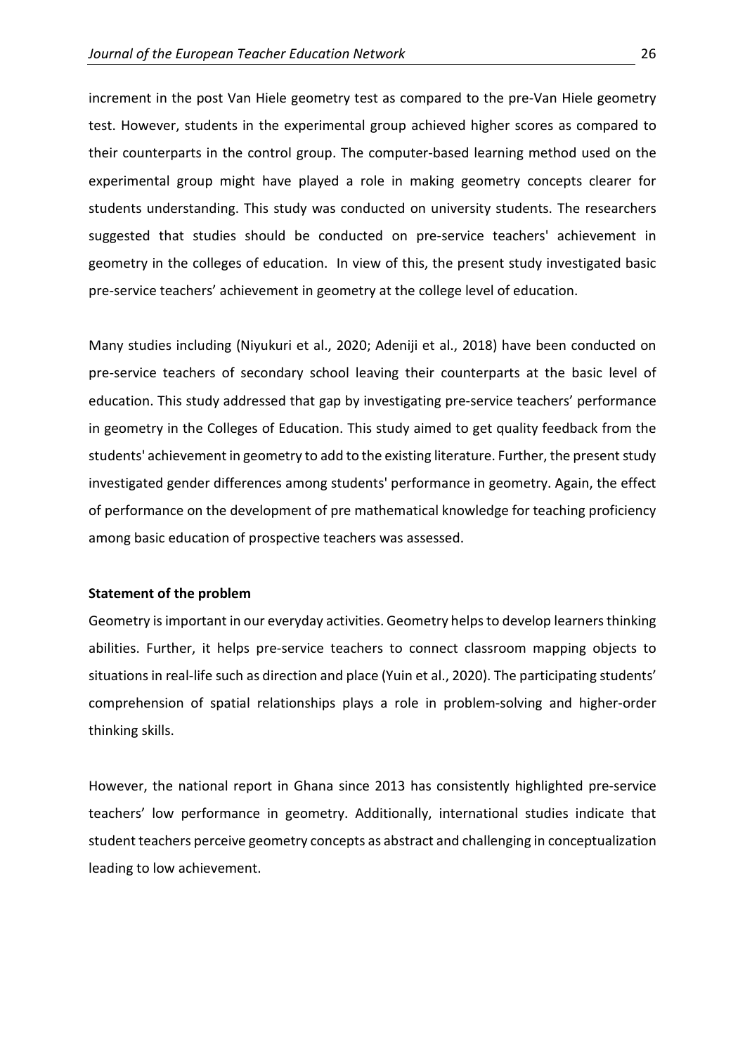increment in the post Van Hiele geometry test as compared to the pre-Van Hiele geometry test. However, students in the experimental group achieved higher scores as compared to their counterparts in the control group. The computer-based learning method used on the experimental group might have played a role in making geometry concepts clearer for students understanding. This study was conducted on university students. The researchers suggested that studies should be conducted on pre-service teachers' achievement in geometry in the colleges of education. In view of this, the present study investigated basic pre-service teachers' achievement in geometry at the college level of education.

Many studies including (Niyukuri et al., 2020; Adeniji et al., 2018) have been conducted on pre-service teachers of secondary school leaving their counterparts at the basic level of education. This study addressed that gap by investigating pre-service teachers' performance in geometry in the Colleges of Education. This study aimed to get quality feedback from the students' achievement in geometry to add to the existing literature. Further, the present study investigated gender differences among students' performance in geometry. Again, the effect of performance on the development of pre mathematical knowledge for teaching proficiency among basic education of prospective teachers was assessed.

**Statement of the problem**

Geometry is important in our everyday activities. Geometry helps to develop learners thinking abilities. Further, it helps pre-service teachers to connect classroom mapping objects to situations in real-life such as direction and place (Yuin et al., 2020). The participating students' comprehension of spatial relationships plays a role in problem-solving and higher-order thinking skills.

However, the national report in Ghana since 2013 has consistently highlighted pre-service teachers' low performance in geometry. Additionally, international studies indicate that student teachers perceive geometry concepts as abstract and challenging in conceptualization leading to low achievement.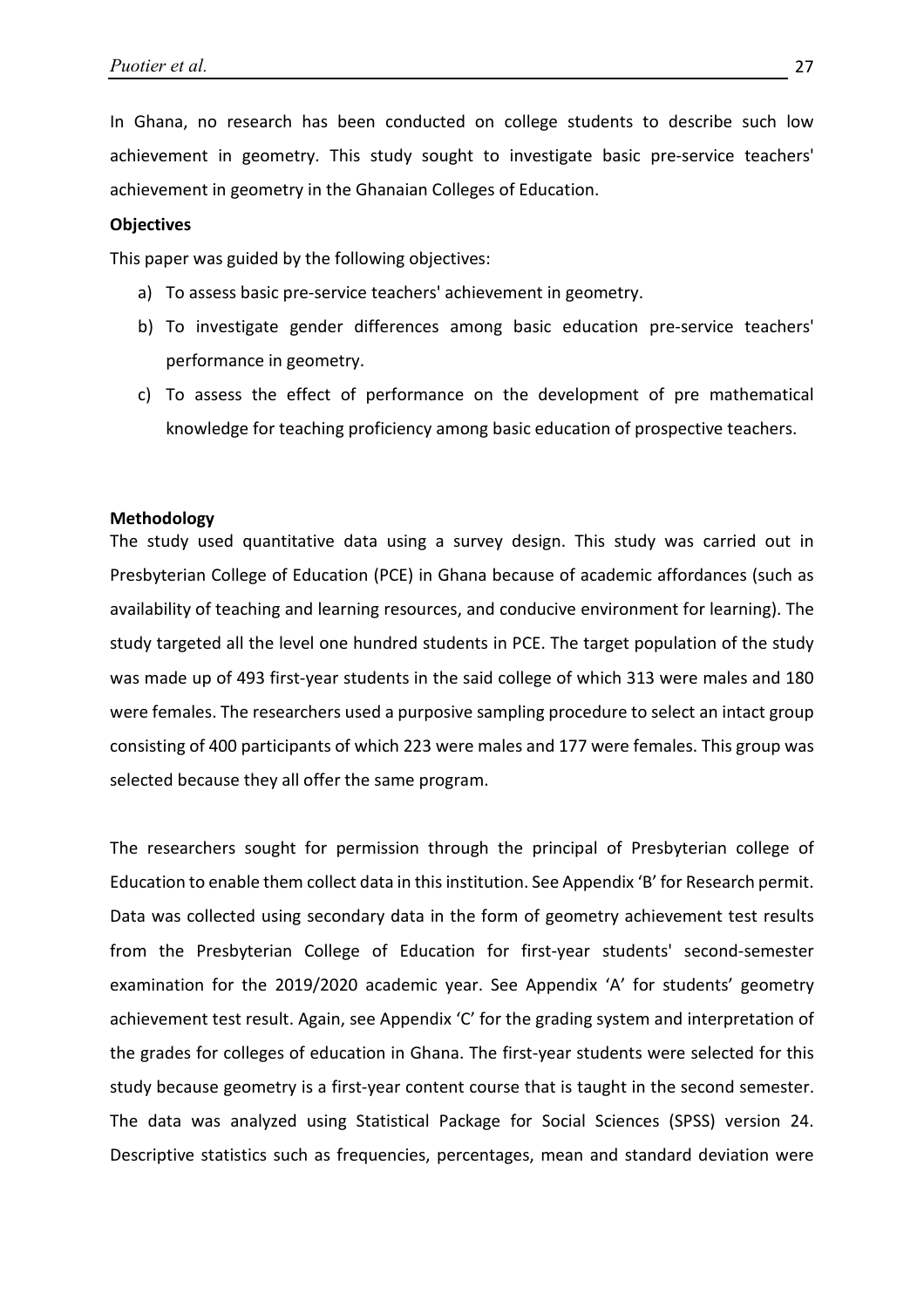In Ghana, no research has been conducted on college students to describe such low achievement in geometry. This study sought to investigate basic pre-service teachers' achievement in geometry in the Ghanaian Colleges of Education.

**Objectives**

This paper was guided by the following objectives:

a) To assess basic pre-service teachers' achievement in geometry.
b) To investigate gender differences among basic education pre-service teachers' performance in geometry.
c) To assess the effect of performance on the development of pre mathematical knowledge for teaching proficiency among basic education of prospective teachers.

**Methodology**

The study used quantitative data using a survey design. This study was carried out in Presbyterian College of Education (PCE) in Ghana because of academic affordances (such as availability of teaching and learning resources, and conducive environment for learning). The study targeted all the level one hundred students in PCE. The target population of the study was made up of 493 first-year students in the said college of which 313 were males and 180 were females. The researchers used a purposive sampling procedure to select an intact group consisting of 400 participants of which 223 were males and 177 were females. This group was selected because they all offer the same program.

The researchers sought for permission through the principal of Presbyterian college of Education to enable them collect data in this institution. See Appendix 'B' for Research permit. Data was collected using secondary data in the form of geometry achievement test results from the Presbyterian College of Education for first-year students' second-semester examination for the 2019/2020 academic year. See Appendix 'A' for students' geometry achievement test result. Again, see Appendix 'C' for the grading system and interpretation of the grades for colleges of education in Ghana. The first-year students were selected for this study because geometry is a first-year content course that is taught in the second semester. The data was analyzed using Statistical Package for Social Sciences (SPSS) version 24. Descriptive statistics such as frequencies, percentages, mean and standard deviation were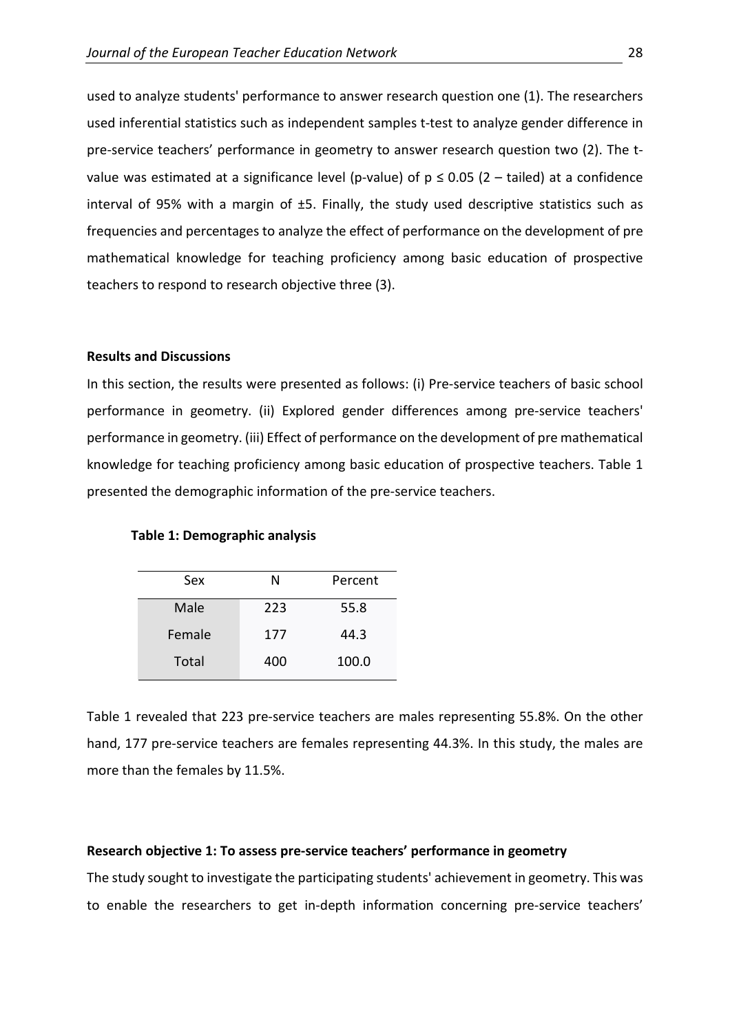used to analyze students' performance to answer research question one (1). The researchers used inferential statistics such as independent samples t-test to analyze gender difference in pre-service teachers' performance in geometry to answer research question two (2). The t-value was estimated at a significance level (p-value) of $p \leq 0.05$ (2 – tailed) at a confidence interval of 95% with a margin of ±5. Finally, the study used descriptive statistics such as frequencies and percentages to analyze the effect of performance on the development of pre mathematical knowledge for teaching proficiency among basic education of prospective teachers to respond to research objective three (3).

**Results and Discussions**

In this section, the results were presented as follows: (i) Pre-service teachers of basic school performance in geometry. (ii) Explored gender differences among pre-service teachers' performance in geometry. (iii) Effect of performance on the development of pre mathematical knowledge for teaching proficiency among basic education of prospective teachers. Table 1 presented the demographic information of the pre-service teachers.

**Table 1: Demographic analysis**

| Sex | N | Percent |
|---|---|---|
| Male | 223 | 55.8 |
| Female | 177 | 44.3 |
| Total | 400 | 100.0 |

Table 1 revealed that 223 pre-service teachers are males representing 55.8%. On the other hand, 177 pre-service teachers are females representing 44.3%. In this study, the males are more than the females by 11.5%.

**Research objective 1: To assess pre-service teachers' performance in geometry**

The study sought to investigate the participating students' achievement in geometry. This was to enable the researchers to get in-depth information concerning pre-service teachers'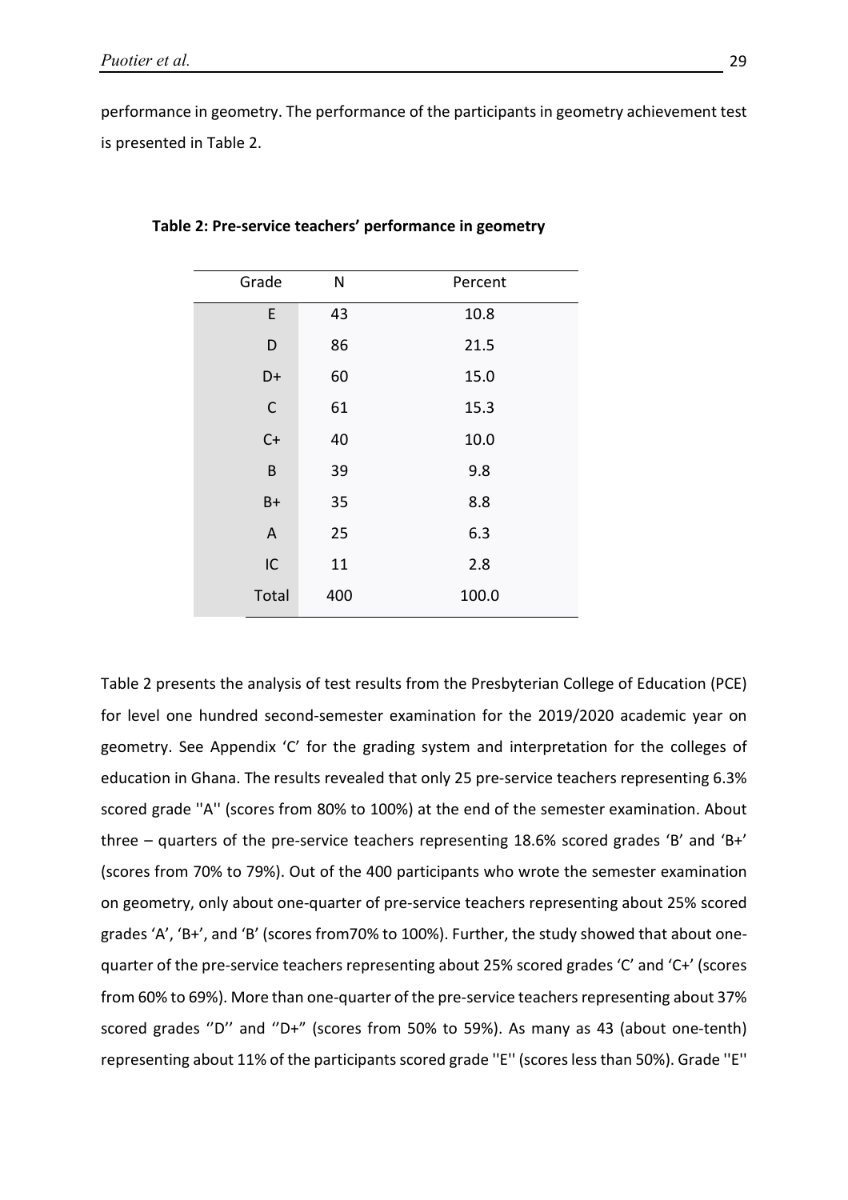performance in geometry. The performance of the participants in geometry achievement test is presented in Table 2.

**Table 2: Pre-service teachers' performance in geometry**

| Grade | N | Percent |
|---|---|---|
| E | 43 | 10.8 |
| D | 86 | 21.5 |
| D+ | 60 | 15.0 |
| C | 61 | 15.3 |
| C+ | 40 | 10.0 |
| B | 39 | 9.8 |
| B+ | 35 | 8.8 |
| A | 25 | 6.3 |
| IC | 11 | 2.8 |
| Total | 400 | 100.0 |

Table 2 presents the analysis of test results from the Presbyterian College of Education (PCE) for level one hundred second-semester examination for the 2019/2020 academic year on geometry. See Appendix 'C' for the grading system and interpretation for the colleges of education in Ghana. The results revealed that only 25 pre-service teachers representing 6.3% scored grade ''A'' (scores from 80% to 100%) at the end of the semester examination. About three – quarters of the pre-service teachers representing 18.6% scored grades 'B' and 'B+' (scores from 70% to 79%). Out of the 400 participants who wrote the semester examination on geometry, only about one-quarter of pre-service teachers representing about 25% scored grades 'A', 'B+', and 'B' (scores from70% to 100%). Further, the study showed that about one-quarter of the pre-service teachers representing about 25% scored grades 'C' and 'C+' (scores from 60% to 69%). More than one-quarter of the pre-service teachers representing about 37% scored grades ''D'' and ''D+'' (scores from 50% to 59%). As many as 43 (about one-tenth) representing about 11% of the participants scored grade ''E'' (scores less than 50%). Grade ''E''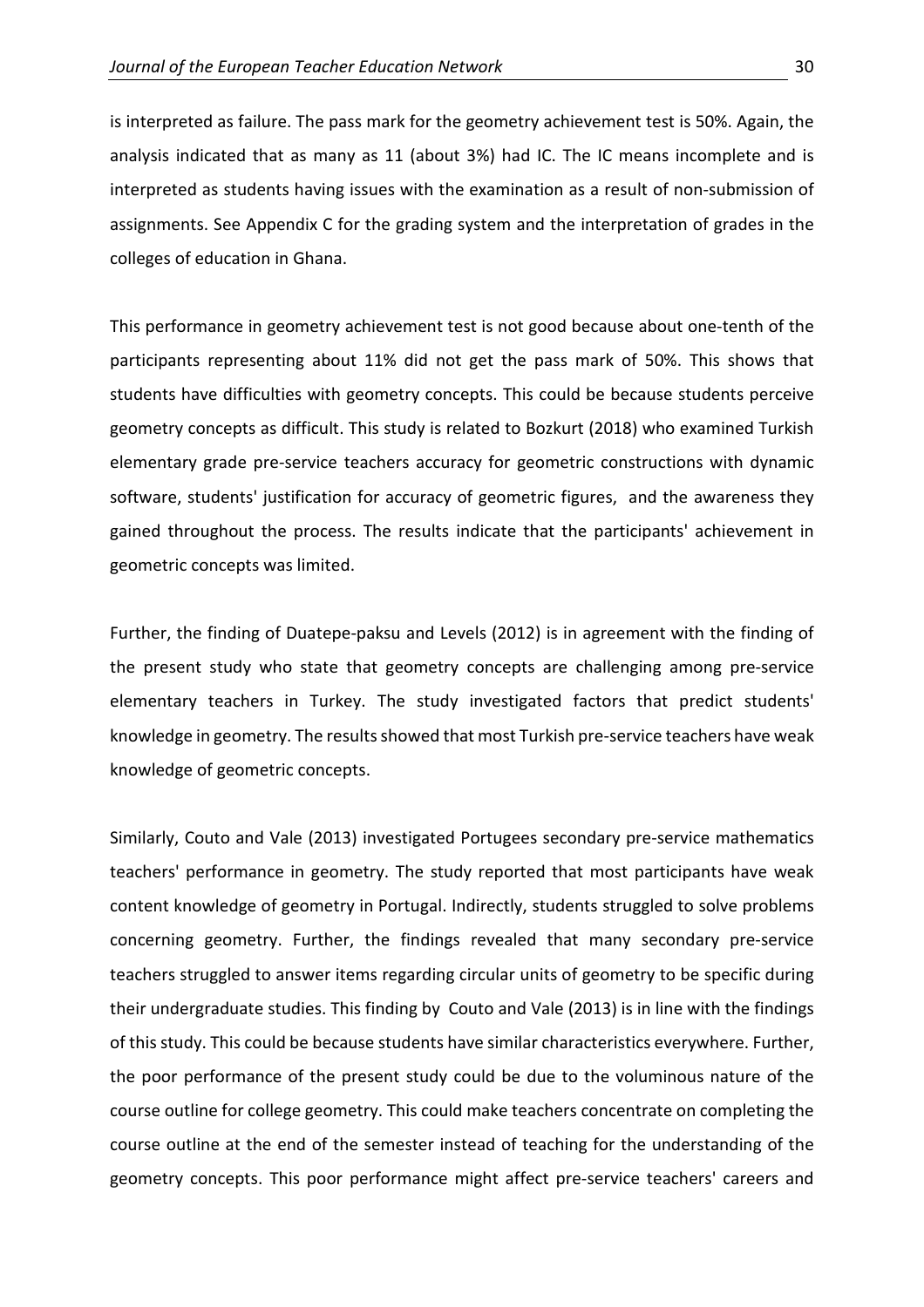is interpreted as failure. The pass mark for the geometry achievement test is 50%. Again, the analysis indicated that as many as 11 (about 3%) had IC. The IC means incomplete and is interpreted as students having issues with the examination as a result of non-submission of assignments. See Appendix C for the grading system and the interpretation of grades in the colleges of education in Ghana.

This performance in geometry achievement test is not good because about one-tenth of the participants representing about 11% did not get the pass mark of 50%. This shows that students have difficulties with geometry concepts. This could be because students perceive geometry concepts as difficult. This study is related to Bozkurt (2018) who examined Turkish elementary grade pre-service teachers accuracy for geometric constructions with dynamic software, students' justification for accuracy of geometric figures, and the awareness they gained throughout the process. The results indicate that the participants' achievement in geometric concepts was limited.

Further, the finding of Duatepe-paksu and Levels (2012) is in agreement with the finding of the present study who state that geometry concepts are challenging among pre-service elementary teachers in Turkey. The study investigated factors that predict students' knowledge in geometry. The results showed that most Turkish pre-service teachers have weak knowledge of geometric concepts.

Similarly, Couto and Vale (2013) investigated Portugees secondary pre-service mathematics teachers' performance in geometry. The study reported that most participants have weak content knowledge of geometry in Portugal. Indirectly, students struggled to solve problems concerning geometry. Further, the findings revealed that many secondary pre-service teachers struggled to answer items regarding circular units of geometry to be specific during their undergraduate studies. This finding by Couto and Vale (2013) is in line with the findings of this study. This could be because students have similar characteristics everywhere. Further, the poor performance of the present study could be due to the voluminous nature of the course outline for college geometry. This could make teachers concentrate on completing the course outline at the end of the semester instead of teaching for the understanding of the geometry concepts. This poor performance might affect pre-service teachers' careers and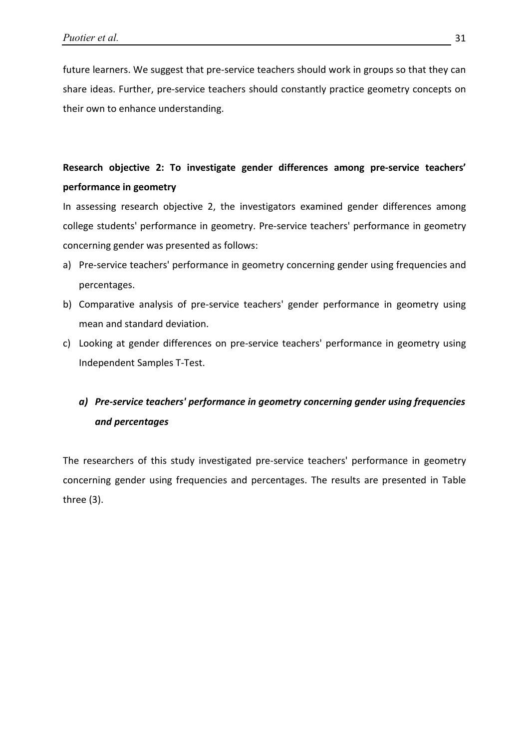future learners. We suggest that pre-service teachers should work in groups so that they can share ideas. Further, pre-service teachers should constantly practice geometry concepts on their own to enhance understanding.

**Research objective 2: To investigate gender differences among pre-service teachers' performance in geometry**

In assessing research objective 2, the investigators examined gender differences among college students' performance in geometry. Pre-service teachers' performance in geometry concerning gender was presented as follows:

a) Pre-service teachers' performance in geometry concerning gender using frequencies and percentages.
b) Comparative analysis of pre-service teachers' gender performance in geometry using mean and standard deviation.
c) Looking at gender differences on pre-service teachers' performance in geometry using Independent Samples T-Test.

***a) Pre-service teachers' performance in geometry concerning gender using frequencies and percentages***

The researchers of this study investigated pre-service teachers' performance in geometry concerning gender using frequencies and percentages. The results are presented in Table three (3).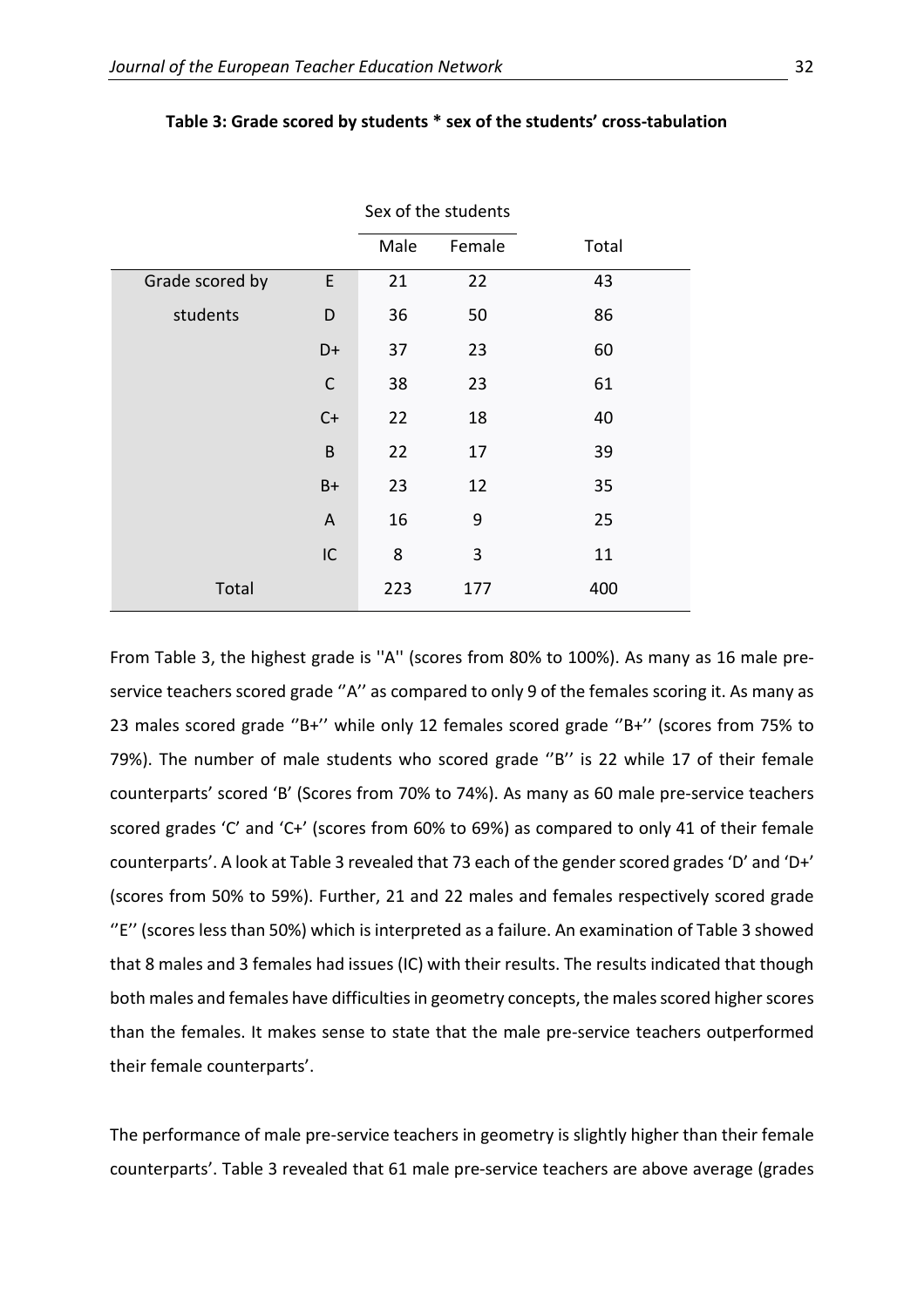**Table 3: Grade scored by students * sex of the students' cross-tabulation**

| | | Sex of the students | | |
|---|---|---|---|---|
| | | Male | Female | Total |
| Grade scored by students | E | 21 | 22 | 43 |
| | D | 36 | 50 | 86 |
| | D+ | 37 | 23 | 60 |
| | C | 38 | 23 | 61 |
| | C+ | 22 | 18 | 40 |
| | B | 22 | 17 | 39 |
| | B+ | 23 | 12 | 35 |
| | A | 16 | 9 | 25 |
| | IC | 8 | 3 | 11 |
| Total | | 223 | 177 | 400 |

From Table 3, the highest grade is ''A'' (scores from 80% to 100%). As many as 16 male pre-service teachers scored grade ''A'' as compared to only 9 of the females scoring it. As many as 23 males scored grade ''B+'' while only 12 females scored grade ''B+'' (scores from 75% to 79%). The number of male students who scored grade ''B'' is 22 while 17 of their female counterparts' scored 'B' (Scores from 70% to 74%). As many as 60 male pre-service teachers scored grades 'C' and 'C+' (scores from 60% to 69%) as compared to only 41 of their female counterparts'. A look at Table 3 revealed that 73 each of the gender scored grades 'D' and 'D+' (scores from 50% to 59%). Further, 21 and 22 males and females respectively scored grade ''E'' (scores less than 50%) which is interpreted as a failure. An examination of Table 3 showed that 8 males and 3 females had issues (IC) with their results. The results indicated that though both males and females have difficulties in geometry concepts, the males scored higher scores than the females. It makes sense to state that the male pre-service teachers outperformed their female counterparts'.

The performance of male pre-service teachers in geometry is slightly higher than their female counterparts'. Table 3 revealed that 61 male pre-service teachers are above average (grades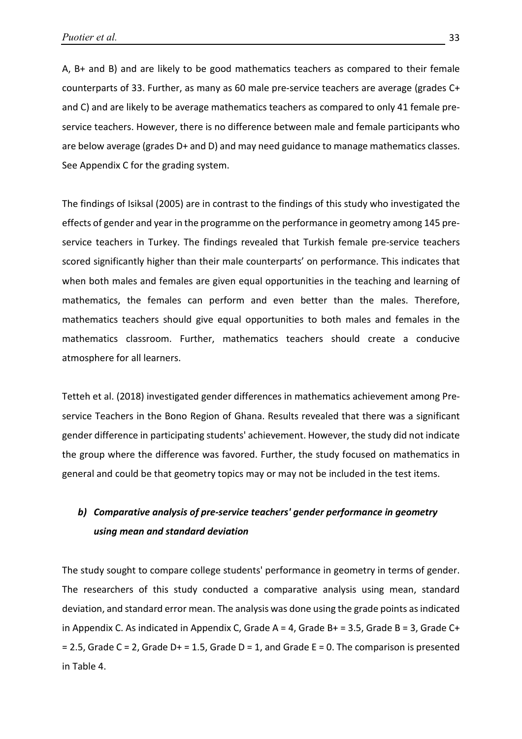A, B+ and B) and are likely to be good mathematics teachers as compared to their female counterparts of 33. Further, as many as 60 male pre-service teachers are average (grades C+ and C) and are likely to be average mathematics teachers as compared to only 41 female pre-service teachers. However, there is no difference between male and female participants who are below average (grades D+ and D) and may need guidance to manage mathematics classes. See Appendix C for the grading system.

The findings of Isiksal (2005) are in contrast to the findings of this study who investigated the effects of gender and year in the programme on the performance in geometry among 145 pre-service teachers in Turkey. The findings revealed that Turkish female pre-service teachers scored significantly higher than their male counterparts' on performance. This indicates that when both males and females are given equal opportunities in the teaching and learning of mathematics, the females can perform and even better than the males. Therefore, mathematics teachers should give equal opportunities to both males and females in the mathematics classroom. Further, mathematics teachers should create a conducive atmosphere for all learners.

Tetteh et al. (2018) investigated gender differences in mathematics achievement among Pre-service Teachers in the Bono Region of Ghana. Results revealed that there was a significant gender difference in participating students' achievement. However, the study did not indicate the group where the difference was favored. Further, the study focused on mathematics in general and could be that geometry topics may or may not be included in the test items.

### *b) Comparative analysis of pre-service teachers' gender performance in geometry using mean and standard deviation*

The study sought to compare college students' performance in geometry in terms of gender. The researchers of this study conducted a comparative analysis using mean, standard deviation, and standard error mean. The analysis was done using the grade points as indicated in Appendix C. As indicated in Appendix C, Grade A = 4, Grade B+ = 3.5, Grade B = 3, Grade C+ = 2.5, Grade C = 2, Grade D+ = 1.5, Grade D = 1, and Grade E = 0. The comparison is presented in Table 4.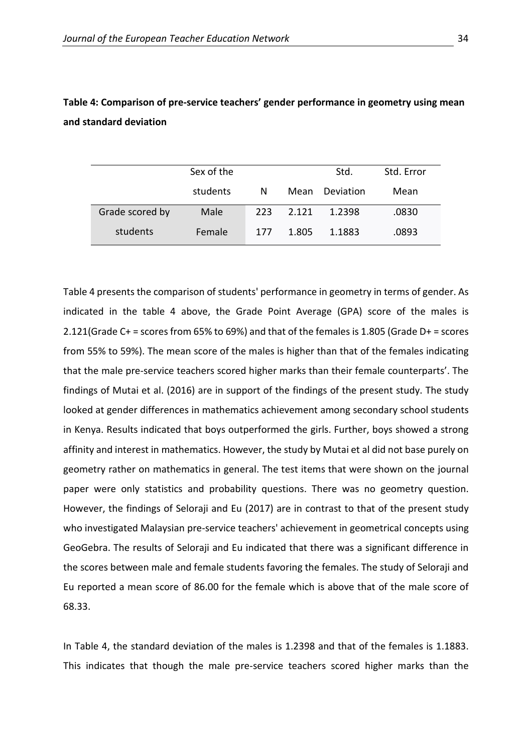**Table 4: Comparison of pre-service teachers' gender performance in geometry using mean and standard deviation**

| | Sex of the students | N | Mean | Std. Deviation | Std. Error Mean |
|---|---|---|---|---|---|
| Grade scored by students | Male | 223 | 2.121 | 1.2398 | .0830 |
| | Female | 177 | 1.805 | 1.1883 | .0893 |

Table 4 presents the comparison of students' performance in geometry in terms of gender. As indicated in the table 4 above, the Grade Point Average (GPA) score of the males is 2.121(Grade C+ = scores from 65% to 69%) and that of the females is 1.805 (Grade D+ = scores from 55% to 59%). The mean score of the males is higher than that of the females indicating that the male pre-service teachers scored higher marks than their female counterparts'. The findings of Mutai et al. (2016) are in support of the findings of the present study. The study looked at gender differences in mathematics achievement among secondary school students in Kenya. Results indicated that boys outperformed the girls. Further, boys showed a strong affinity and interest in mathematics. However, the study by Mutai et al did not base purely on geometry rather on mathematics in general. The test items that were shown on the journal paper were only statistics and probability questions. There was no geometry question. However, the findings of Seloraji and Eu (2017) are in contrast to that of the present study who investigated Malaysian pre-service teachers' achievement in geometrical concepts using GeoGebra. The results of Seloraji and Eu indicated that there was a significant difference in the scores between male and female students favoring the females. The study of Seloraji and Eu reported a mean score of 86.00 for the female which is above that of the male score of 68.33.

In Table 4, the standard deviation of the males is 1.2398 and that of the females is 1.1883. This indicates that though the male pre-service teachers scored higher marks than the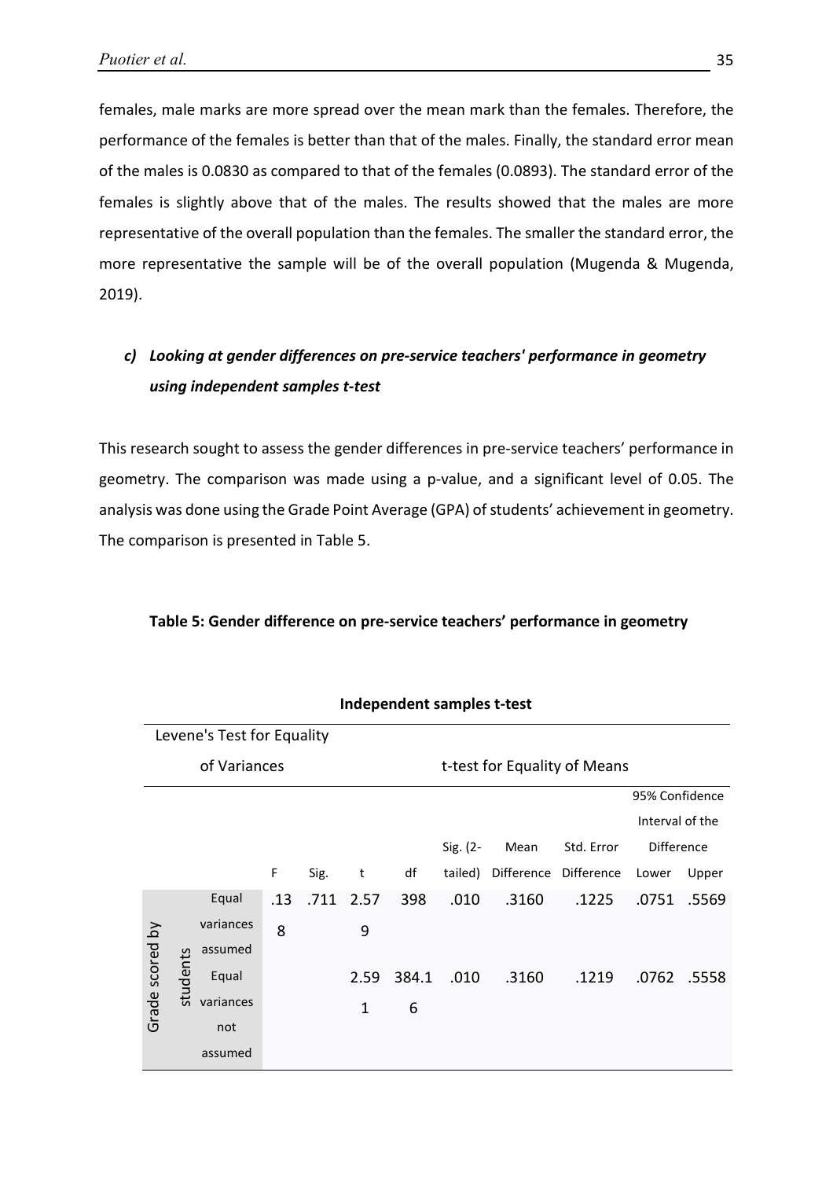females, male marks are more spread over the mean mark than the females. Therefore, the performance of the females is better than that of the males. Finally, the standard error mean of the males is 0.0830 as compared to that of the females (0.0893). The standard error of the females is slightly above that of the males. The results showed that the males are more representative of the overall population than the females. The smaller the standard error, the more representative the sample will be of the overall population (Mugenda & Mugenda, 2019).

### *c) Looking at gender differences on pre-service teachers' performance in geometry using independent samples t-test*

This research sought to assess the gender differences in pre-service teachers' performance in geometry. The comparison was made using a p-value, and a significant level of 0.05. The analysis was done using the Grade Point Average (GPA) of students' achievement in geometry. The comparison is presented in Table 5.

**Table 5: Gender difference on pre-service teachers' performance in geometry**

**Independent samples t-test**

| | | Levene's Test for Equality of Variances | | t-test for Equality of Means | | | | | | |
|---|---|---|---|---|---|---|---|---|---|---|
| | | | | | | | | | 95% Confidence Interval of the Difference | |
| | | F | Sig. | t | df | Sig. (2-tailed) | Mean Difference | Std. Error Difference | Lower | Upper |
| Grade scored by students | Equal variances assumed | .138 | .711 | 2.579 | 398 | .010 | .3160 | .1225 | .0751 | .5569 |
| | Equal variances not assumed | | | 2.591 | 384.16 | .010 | .3160 | .1219 | .0762 | .5558 |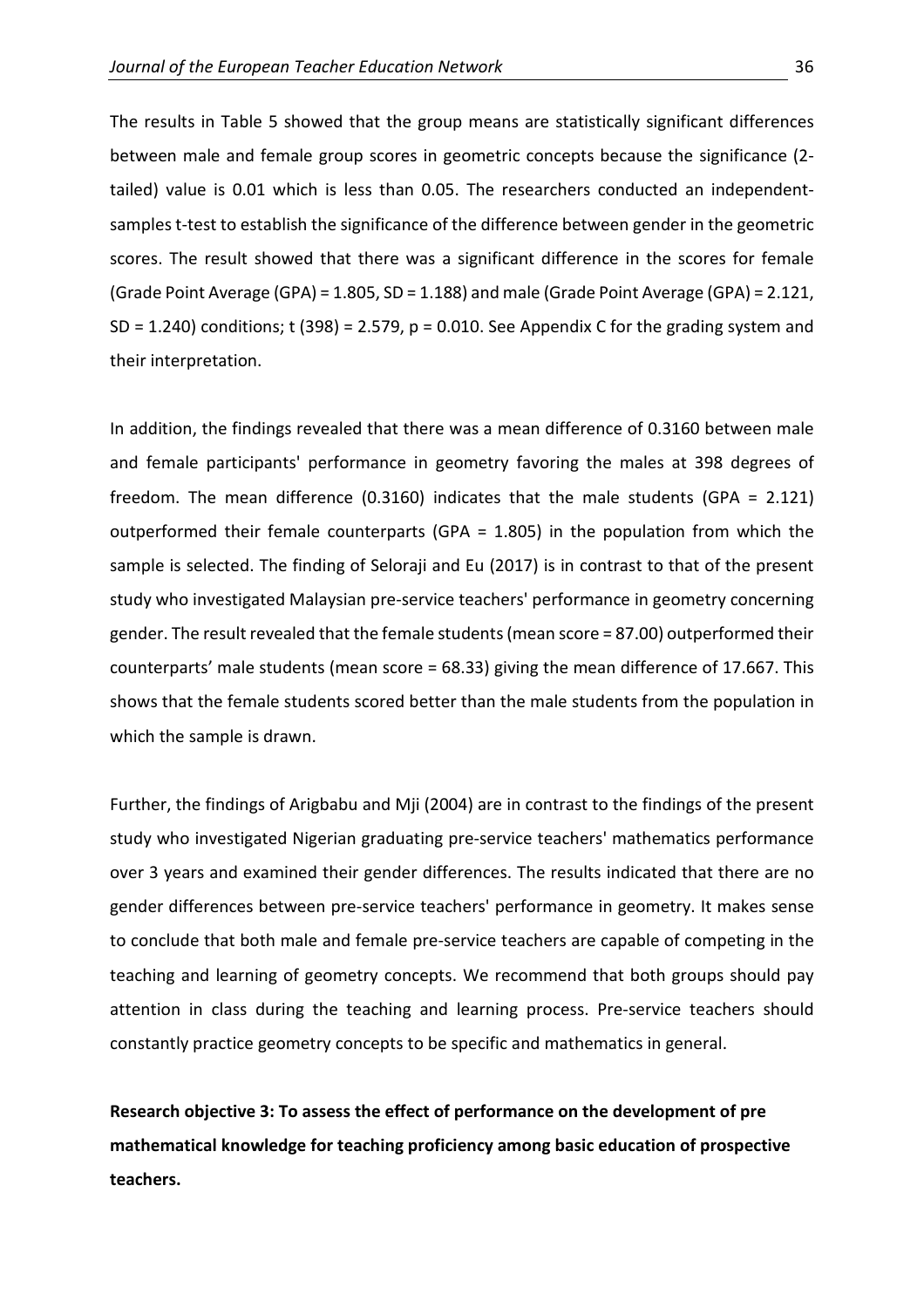The results in Table 5 showed that the group means are statistically significant differences between male and female group scores in geometric concepts because the significance (2-tailed) value is 0.01 which is less than 0.05. The researchers conducted an independent-samples t-test to establish the significance of the difference between gender in the geometric scores. The result showed that there was a significant difference in the scores for female (Grade Point Average (GPA) = 1.805, SD = 1.188) and male (Grade Point Average (GPA) = 2.121, SD = 1.240) conditions; $t(398) = 2.579$, $p = 0.010$. See Appendix C for the grading system and their interpretation.

In addition, the findings revealed that there was a mean difference of 0.3160 between male and female participants' performance in geometry favoring the males at 398 degrees of freedom. The mean difference (0.3160) indicates that the male students (GPA = 2.121) outperformed their female counterparts (GPA = 1.805) in the population from which the sample is selected. The finding of Seloraji and Eu (2017) is in contrast to that of the present study who investigated Malaysian pre-service teachers' performance in geometry concerning gender. The result revealed that the female students (mean score = 87.00) outperformed their counterparts' male students (mean score = 68.33) giving the mean difference of 17.667. This shows that the female students scored better than the male students from the population in which the sample is drawn.

Further, the findings of Arigbabu and Mji (2004) are in contrast to the findings of the present study who investigated Nigerian graduating pre-service teachers' mathematics performance over 3 years and examined their gender differences. The results indicated that there are no gender differences between pre-service teachers' performance in geometry. It makes sense to conclude that both male and female pre-service teachers are capable of competing in the teaching and learning of geometry concepts. We recommend that both groups should pay attention in class during the teaching and learning process. Pre-service teachers should constantly practice geometry concepts to be specific and mathematics in general.

**Research objective 3: To assess the effect of performance on the development of pre mathematical knowledge for teaching proficiency among basic education of prospective teachers.**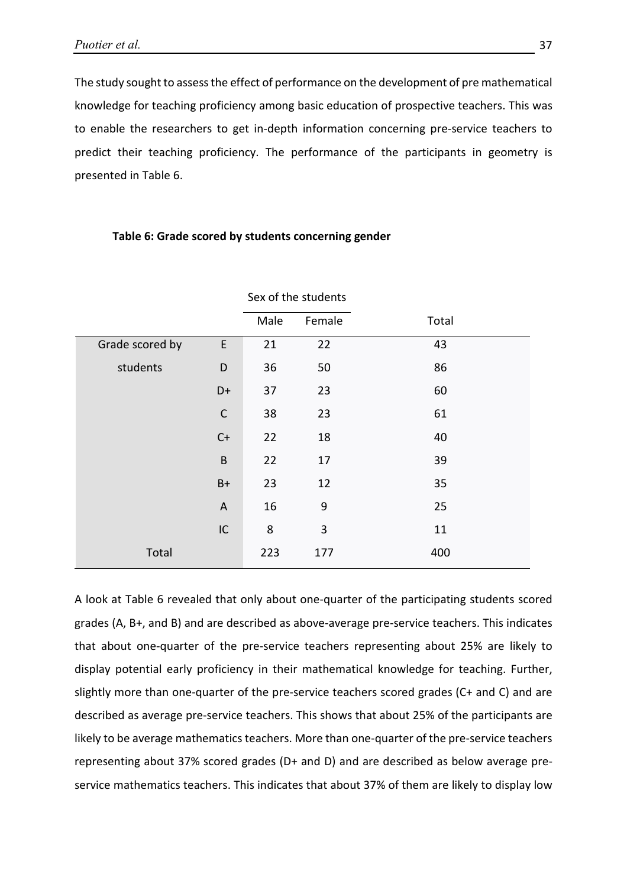The study sought to assess the effect of performance on the development of pre mathematical knowledge for teaching proficiency among basic education of prospective teachers. This was to enable the researchers to get in-depth information concerning pre-service teachers to predict their teaching proficiency. The performance of the participants in geometry is presented in Table 6.

**Table 6: Grade scored by students concerning gender**

| | | Sex of the students | | |
|---|---|---|---|---|
| | | Male | Female | Total |
| Grade scored by students | E | 21 | 22 | 43 |
| | D | 36 | 50 | 86 |
| | D+ | 37 | 23 | 60 |
| | C | 38 | 23 | 61 |
| | C+ | 22 | 18 | 40 |
| | B | 22 | 17 | 39 |
| | B+ | 23 | 12 | 35 |
| | A | 16 | 9 | 25 |
| | IC | 8 | 3 | 11 |
| Total | | 223 | 177 | 400 |

A look at Table 6 revealed that only about one-quarter of the participating students scored grades (A, B+, and B) and are described as above-average pre-service teachers. This indicates that about one-quarter of the pre-service teachers representing about 25% are likely to display potential early proficiency in their mathematical knowledge for teaching. Further, slightly more than one-quarter of the pre-service teachers scored grades (C+ and C) and are described as average pre-service teachers. This shows that about 25% of the participants are likely to be average mathematics teachers. More than one-quarter of the pre-service teachers representing about 37% scored grades (D+ and D) and are described as below average pre-service mathematics teachers. This indicates that about 37% of them are likely to display low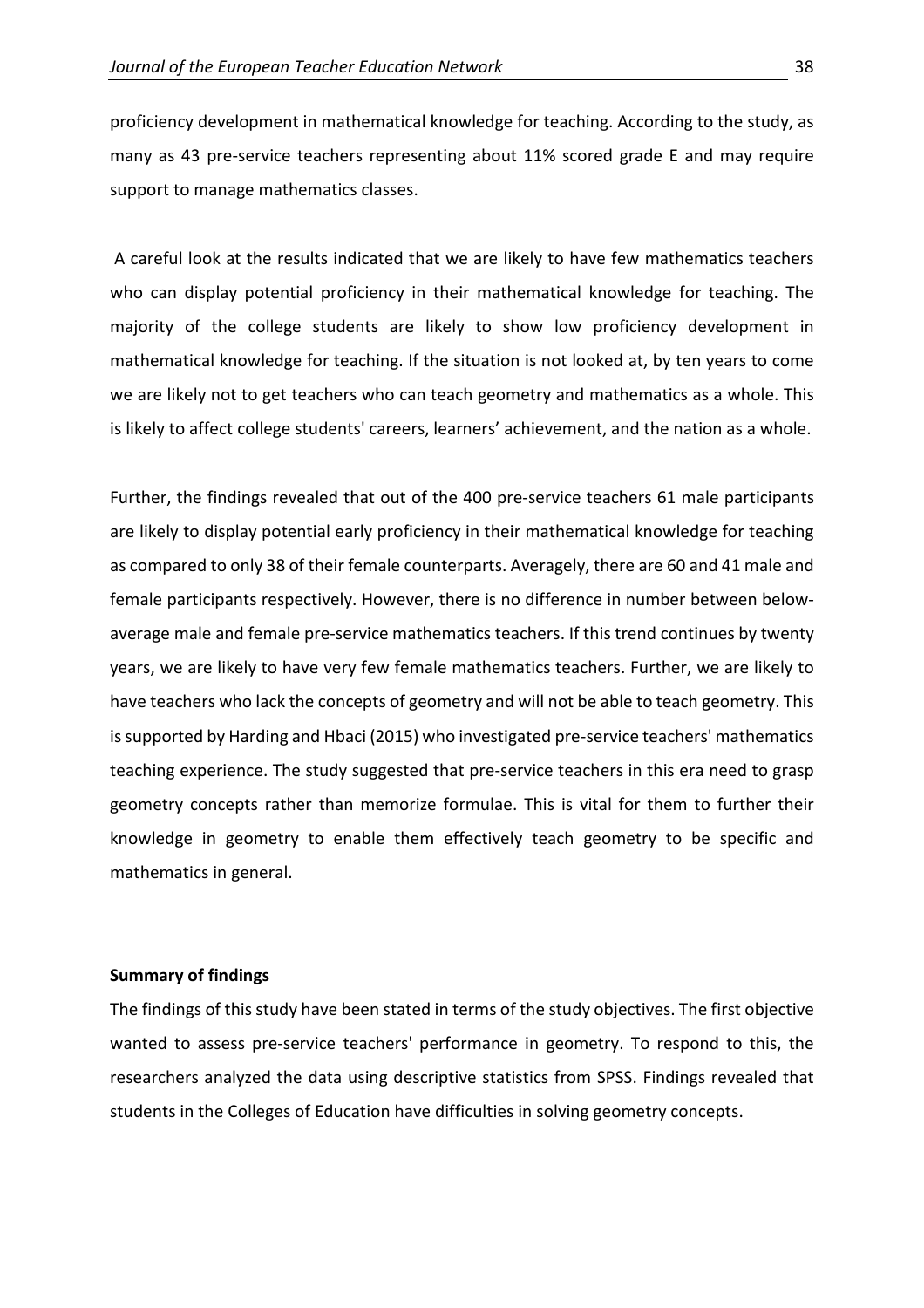proficiency development in mathematical knowledge for teaching. According to the study, as many as 43 pre-service teachers representing about 11% scored grade E and may require support to manage mathematics classes.

A careful look at the results indicated that we are likely to have few mathematics teachers who can display potential proficiency in their mathematical knowledge for teaching. The majority of the college students are likely to show low proficiency development in mathematical knowledge for teaching. If the situation is not looked at, by ten years to come we are likely not to get teachers who can teach geometry and mathematics as a whole. This is likely to affect college students' careers, learners' achievement, and the nation as a whole.

Further, the findings revealed that out of the 400 pre-service teachers 61 male participants are likely to display potential early proficiency in their mathematical knowledge for teaching as compared to only 38 of their female counterparts. Averagely, there are 60 and 41 male and female participants respectively. However, there is no difference in number between below-average male and female pre-service mathematics teachers. If this trend continues by twenty years, we are likely to have very few female mathematics teachers. Further, we are likely to have teachers who lack the concepts of geometry and will not be able to teach geometry. This is supported by Harding and Hbaci (2015) who investigated pre-service teachers' mathematics teaching experience. The study suggested that pre-service teachers in this era need to grasp geometry concepts rather than memorize formulae. This is vital for them to further their knowledge in geometry to enable them effectively teach geometry to be specific and mathematics in general.

**Summary of findings**

The findings of this study have been stated in terms of the study objectives. The first objective wanted to assess pre-service teachers' performance in geometry. To respond to this, the researchers analyzed the data using descriptive statistics from SPSS. Findings revealed that students in the Colleges of Education have difficulties in solving geometry concepts.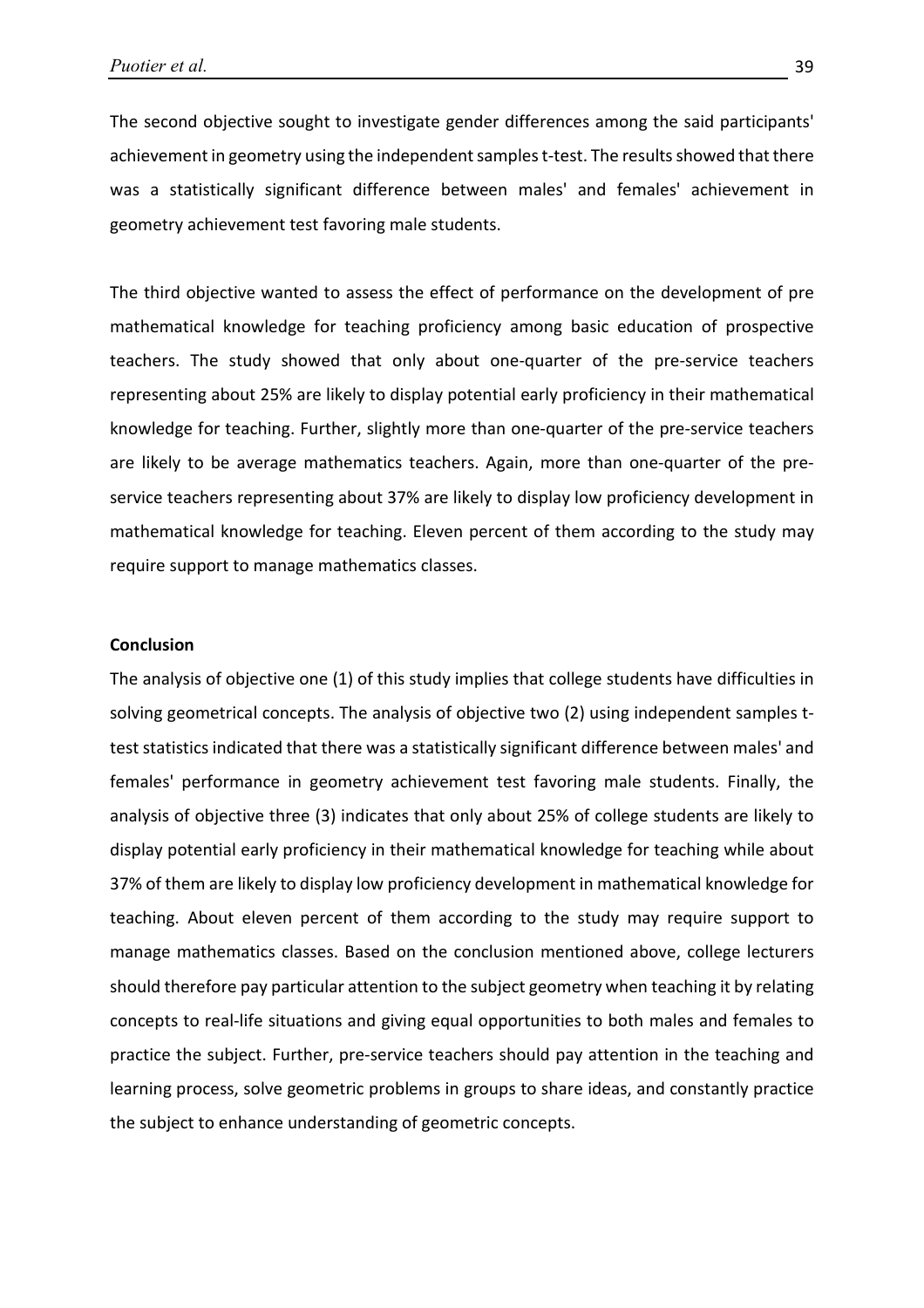The second objective sought to investigate gender differences among the said participants' achievement in geometry using the independent samples t-test. The results showed that there was a statistically significant difference between males' and females' achievement in geometry achievement test favoring male students.

The third objective wanted to assess the effect of performance on the development of pre mathematical knowledge for teaching proficiency among basic education of prospective teachers. The study showed that only about one-quarter of the pre-service teachers representing about 25% are likely to display potential early proficiency in their mathematical knowledge for teaching. Further, slightly more than one-quarter of the pre-service teachers are likely to be average mathematics teachers. Again, more than one-quarter of the pre-service teachers representing about 37% are likely to display low proficiency development in mathematical knowledge for teaching. Eleven percent of them according to the study may require support to manage mathematics classes.

**Conclusion**

The analysis of objective one (1) of this study implies that college students have difficulties in solving geometrical concepts. The analysis of objective two (2) using independent samples t-test statistics indicated that there was a statistically significant difference between males' and females' performance in geometry achievement test favoring male students. Finally, the analysis of objective three (3) indicates that only about 25% of college students are likely to display potential early proficiency in their mathematical knowledge for teaching while about 37% of them are likely to display low proficiency development in mathematical knowledge for teaching. About eleven percent of them according to the study may require support to manage mathematics classes. Based on the conclusion mentioned above, college lecturers should therefore pay particular attention to the subject geometry when teaching it by relating concepts to real-life situations and giving equal opportunities to both males and females to practice the subject. Further, pre-service teachers should pay attention in the teaching and learning process, solve geometric problems in groups to share ideas, and constantly practice the subject to enhance understanding of geometric concepts.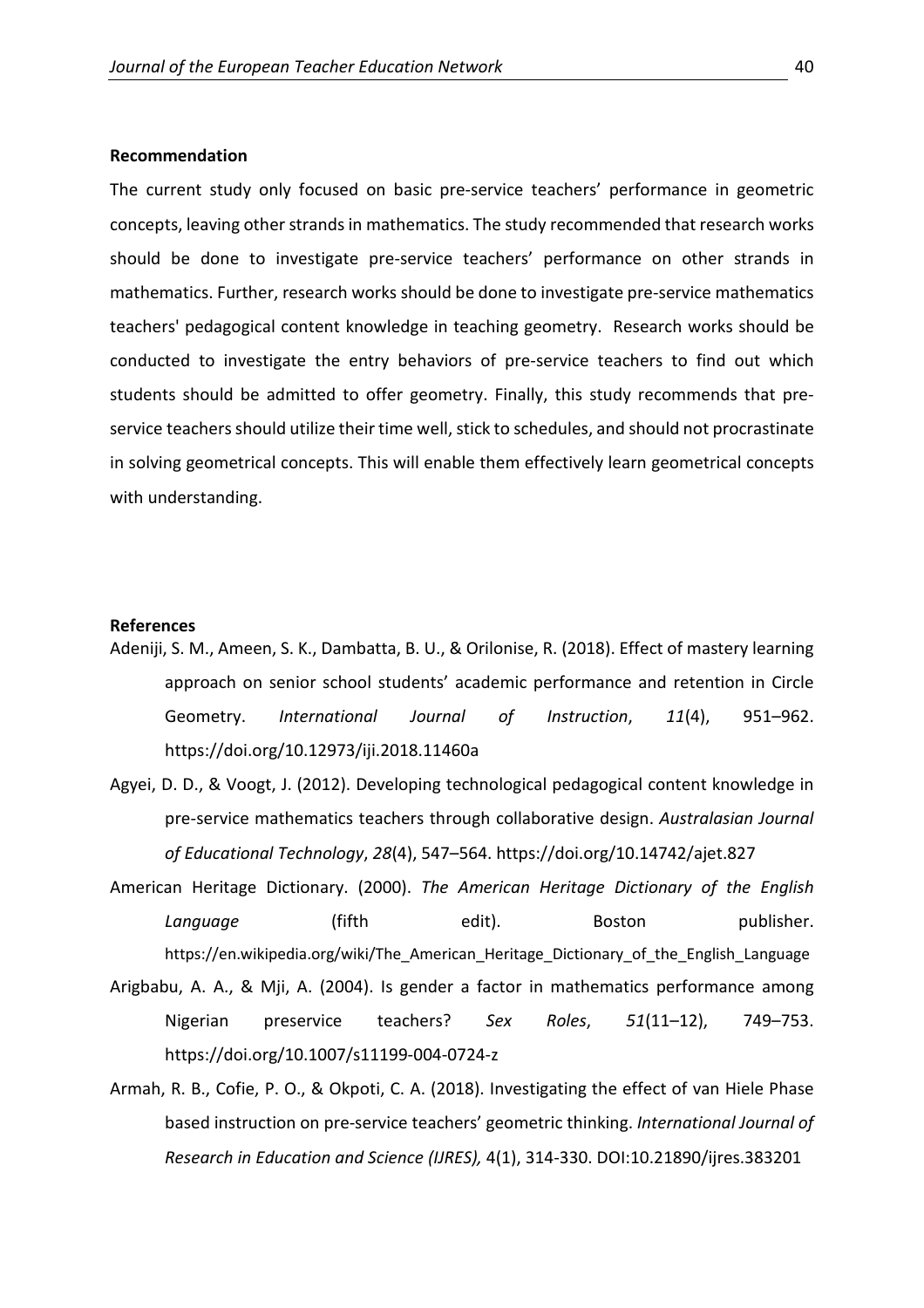**Recommendation**

The current study only focused on basic pre-service teachers' performance in geometric concepts, leaving other strands in mathematics. The study recommended that research works should be done to investigate pre-service teachers' performance on other strands in mathematics. Further, research works should be done to investigate pre-service mathematics teachers' pedagogical content knowledge in teaching geometry. Research works should be conducted to investigate the entry behaviors of pre-service teachers to find out which students should be admitted to offer geometry. Finally, this study recommends that pre-service teachers should utilize their time well, stick to schedules, and should not procrastinate in solving geometrical concepts. This will enable them effectively learn geometrical concepts with understanding.

**References**

Adeniji, S. M., Ameen, S. K., Dambatta, B. U., & Orilonise, R. (2018). Effect of mastery learning approach on senior school students' academic performance and retention in Circle Geometry. *International Journal of Instruction*, *11*(4), 951–962. https://doi.org/10.12973/iji.2018.11460a

Agyei, D. D., & Voogt, J. (2012). Developing technological pedagogical content knowledge in pre-service mathematics teachers through collaborative design. *Australasian Journal of Educational Technology*, *28*(4), 547–564. https://doi.org/10.14742/ajet.827

American Heritage Dictionary. (2000). *The American Heritage Dictionary of the English Language* (fifth edit). Boston publisher. https://en.wikipedia.org/wiki/The_American_Heritage_Dictionary_of_the_English_Language

Arigbabu, A. A., & Mji, A. (2004). Is gender a factor in mathematics performance among Nigerian preservice teachers? *Sex Roles*, *51*(11–12), 749–753. https://doi.org/10.1007/s11199-004-0724-z

Armah, R. B., Cofie, P. O., & Okpoti, C. A. (2018). Investigating the effect of van Hiele Phase based instruction on pre-service teachers' geometric thinking. *International Journal of Research in Education and Science (IJRES),* 4(1), 314-330. DOI:10.21890/ijres.383201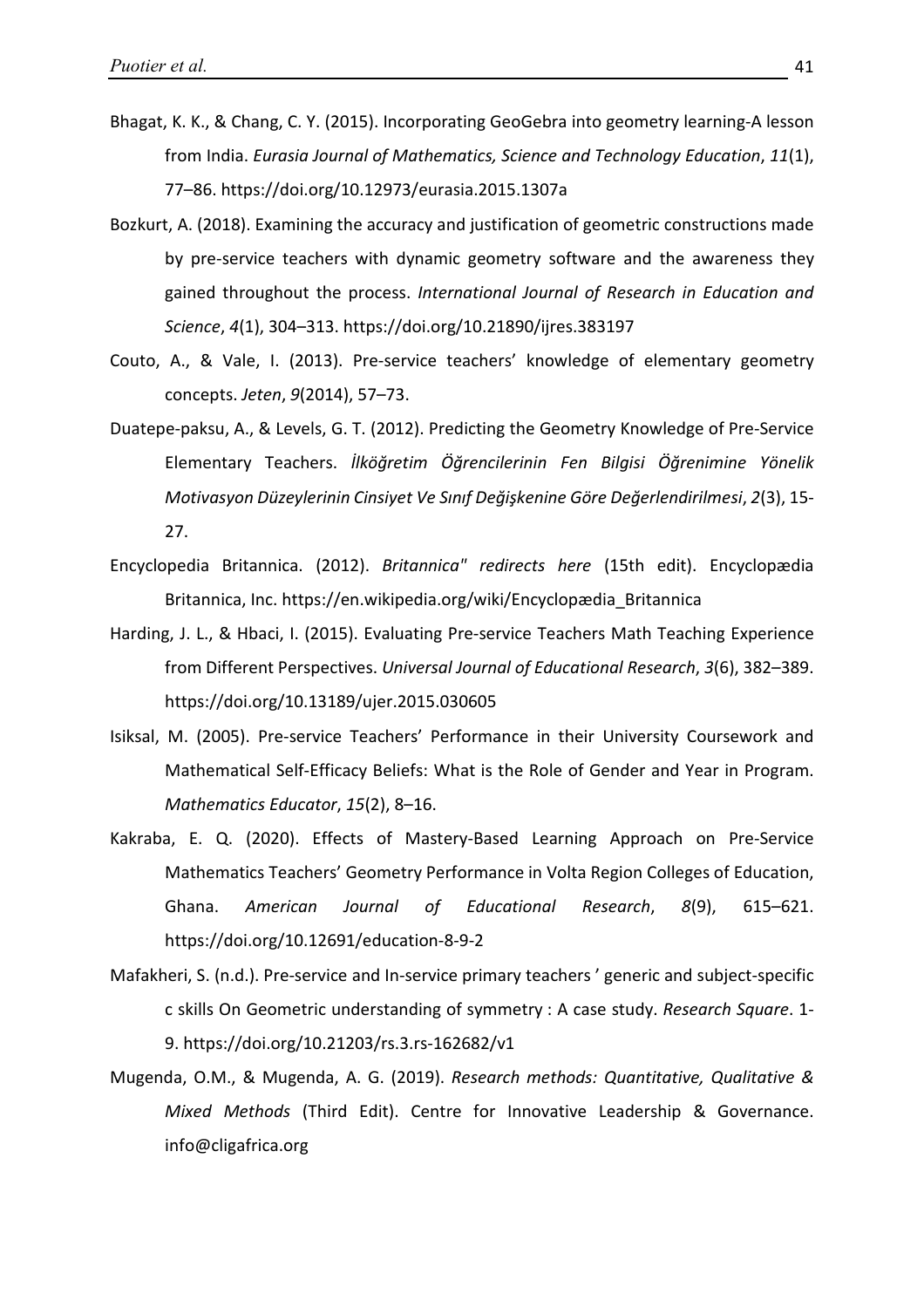Bhagat, K. K., & Chang, C. Y. (2015). Incorporating GeoGebra into geometry learning-A lesson from India. *Eurasia Journal of Mathematics, Science and Technology Education*, *11*(1), 77–86. https://doi.org/10.12973/eurasia.2015.1307a

Bozkurt, A. (2018). Examining the accuracy and justification of geometric constructions made by pre-service teachers with dynamic geometry software and the awareness they gained throughout the process. *International Journal of Research in Education and Science*, *4*(1), 304–313. https://doi.org/10.21890/ijres.383197

Couto, A., & Vale, I. (2013). Pre-service teachers' knowledge of elementary geometry concepts. *Jeten*, *9*(2014), 57–73.

Duatepe-paksu, A., & Levels, G. T. (2012). Predicting the Geometry Knowledge of Pre-Service Elementary Teachers. *İlköğretim Öğrencilerinin Fen Bilgisi Öğrenimine Yönelik Motivasyon Düzeylerinin Cinsiyet Ve Sınıf Değişkenine Göre Değerlendirilmesi*, *2*(3), 15-27.

Encyclopedia Britannica. (2012). *Britannica" redirects here* (15th edit). Encyclopædia Britannica, Inc. https://en.wikipedia.org/wiki/Encyclopædia_Britannica

Harding, J. L., & Hbaci, I. (2015). Evaluating Pre-service Teachers Math Teaching Experience from Different Perspectives. *Universal Journal of Educational Research*, *3*(6), 382–389. https://doi.org/10.13189/ujer.2015.030605

Isiksal, M. (2005). Pre-service Teachers' Performance in their University Coursework and Mathematical Self-Efficacy Beliefs: What is the Role of Gender and Year in Program. *Mathematics Educator*, *15*(2), 8–16.

Kakraba, E. Q. (2020). Effects of Mastery-Based Learning Approach on Pre-Service Mathematics Teachers' Geometry Performance in Volta Region Colleges of Education, Ghana. *American Journal of Educational Research*, *8*(9), 615–621. https://doi.org/10.12691/education-8-9-2

Mafakheri, S. (n.d.). Pre-service and In-service primary teachers ' generic and subject-specific c skills On Geometric understanding of symmetry : A case study. *Research Square*. 1-9. https://doi.org/10.21203/rs.3.rs-162682/v1

Mugenda, O.M., & Mugenda, A. G. (2019). *Research methods: Quantitative, Qualitative & Mixed Methods* (Third Edit). Centre for Innovative Leadership & Governance. info@cligafrica.org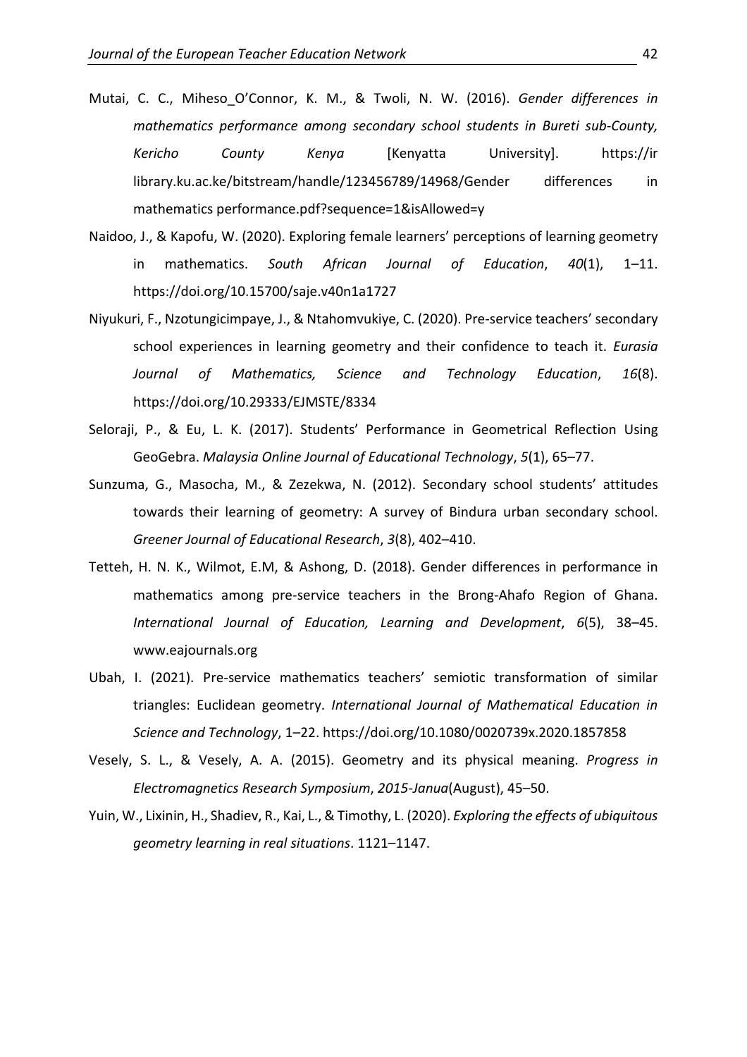Mutai, C. C., Miheso_O'Connor, K. M., & Twoli, N. W. (2016). *Gender differences in mathematics performance among secondary school students in Bureti sub-County, Kericho County Kenya* [Kenyatta University]. https://ir library.ku.ac.ke/bitstream/handle/123456789/14968/Gender differences in mathematics performance.pdf?sequence=1&isAllowed=y

Naidoo, J., & Kapofu, W. (2020). Exploring female learners' perceptions of learning geometry in mathematics. *South African Journal of Education*, *40*(1), 1–11. https://doi.org/10.15700/saje.v40n1a1727

Niyukuri, F., Nzotungicimpaye, J., & Ntahomvukiye, C. (2020). Pre-service teachers' secondary school experiences in learning geometry and their confidence to teach it. *Eurasia Journal of Mathematics, Science and Technology Education*, *16*(8). https://doi.org/10.29333/EJMSTE/8334

Seloraji, P., & Eu, L. K. (2017). Students' Performance in Geometrical Reflection Using GeoGebra. *Malaysia Online Journal of Educational Technology*, *5*(1), 65–77.

Sunzuma, G., Masocha, M., & Zezekwa, N. (2012). Secondary school students' attitudes towards their learning of geometry: A survey of Bindura urban secondary school. *Greener Journal of Educational Research*, *3*(8), 402–410.

Tetteh, H. N. K., Wilmot, E.M, & Ashong, D. (2018). Gender differences in performance in mathematics among pre-service teachers in the Brong-Ahafo Region of Ghana. *International Journal of Education, Learning and Development*, *6*(5), 38–45. www.eajournals.org

Ubah, I. (2021). Pre-service mathematics teachers' semiotic transformation of similar triangles: Euclidean geometry. *International Journal of Mathematical Education in Science and Technology*, 1–22. https://doi.org/10.1080/0020739x.2020.1857858

Vesely, S. L., & Vesely, A. A. (2015). Geometry and its physical meaning. *Progress in Electromagnetics Research Symposium*, *2015-Janua*(August), 45–50.

Yuin, W., Lixinin, H., Shadiev, R., Kai, L., & Timothy, L. (2020). *Exploring the effects of ubiquitous geometry learning in real situations*. 1121–1147.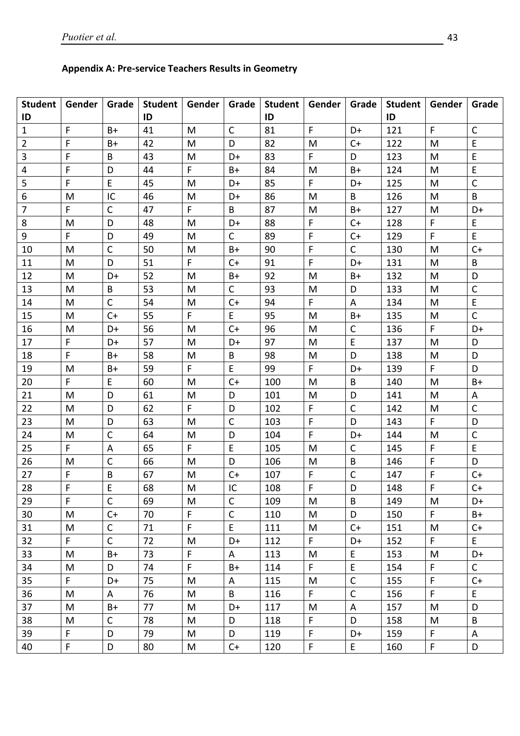**Appendix A: Pre-service Teachers Results in Geometry**

| Student ID | Gender | Grade | Student ID | Gender | Grade | Student ID | Gender | Grade | Student ID | Gender | Grade |
|---|---|---|---|---|---|---|---|---|---|---|---|
| 1 | F | B+ | 41 | M | C | 81 | F | D+ | 121 | F | C |
| 2 | F | B+ | 42 | M | D | 82 | M | C+ | 122 | M | E |
| 3 | F | B | 43 | M | D+ | 83 | F | D | 123 | M | E |
| 4 | F | D | 44 | F | B+ | 84 | M | B+ | 124 | M | E |
| 5 | F | E | 45 | M | D+ | 85 | F | D+ | 125 | M | C |
| 6 | M | IC | 46 | M | D+ | 86 | M | B | 126 | M | B |
| 7 | F | C | 47 | F | B | 87 | M | B+ | 127 | M | D+ |
| 8 | M | D | 48 | M | D+ | 88 | F | C+ | 128 | F | E |
| 9 | F | D | 49 | M | C | 89 | F | C+ | 129 | F | E |
| 10 | M | C | 50 | M | B+ | 90 | F | C | 130 | M | C+ |
| 11 | M | D | 51 | F | C+ | 91 | F | D+ | 131 | M | B |
| 12 | M | D+ | 52 | M | B+ | 92 | M | B+ | 132 | M | D |
| 13 | M | B | 53 | M | C | 93 | M | D | 133 | M | C |
| 14 | M | C | 54 | M | C+ | 94 | F | A | 134 | M | E |
| 15 | M | C+ | 55 | F | E | 95 | M | B+ | 135 | M | C |
| 16 | M | D+ | 56 | M | C+ | 96 | M | C | 136 | F | D+ |
| 17 | F | D+ | 57 | M | D+ | 97 | M | E | 137 | M | D |
| 18 | F | B+ | 58 | M | B | 98 | M | D | 138 | M | D |
| 19 | M | B+ | 59 | F | E | 99 | F | D+ | 139 | F | D |
| 20 | F | E | 60 | M | C+ | 100 | M | B | 140 | M | B+ |
| 21 | M | D | 61 | M | D | 101 | M | D | 141 | M | A |
| 22 | M | D | 62 | F | D | 102 | F | C | 142 | M | C |
| 23 | M | D | 63 | M | C | 103 | F | D | 143 | F | D |
| 24 | M | C | 64 | M | D | 104 | F | D+ | 144 | M | C |
| 25 | F | A | 65 | F | E | 105 | M | C | 145 | F | E |
| 26 | M | C | 66 | M | D | 106 | M | B | 146 | F | D |
| 27 | F | B | 67 | M | C+ | 107 | F | C | 147 | F | C+ |
| 28 | F | E | 68 | M | IC | 108 | F | D | 148 | F | C+ |
| 29 | F | C | 69 | M | C | 109 | M | B | 149 | M | D+ |
| 30 | M | C+ | 70 | F | C | 110 | M | D | 150 | F | B+ |
| 31 | M | C | 71 | F | E | 111 | M | C+ | 151 | M | C+ |
| 32 | F | C | 72 | M | D+ | 112 | F | D+ | 152 | F | E |
| 33 | M | B+ | 73 | F | A | 113 | M | E | 153 | M | D+ |
| 34 | M | D | 74 | F | B+ | 114 | F | E | 154 | F | C |
| 35 | F | D+ | 75 | M | A | 115 | M | C | 155 | F | C+ |
| 36 | M | A | 76 | M | B | 116 | F | C | 156 | F | E |
| 37 | M | B+ | 77 | M | D+ | 117 | M | A | 157 | M | D |
| 38 | M | C | 78 | M | D | 118 | F | D | 158 | M | B |
| 39 | F | D | 79 | M | D | 119 | F | D+ | 159 | F | A |
| 40 | F | D | 80 | M | C+ | 120 | F | E | 160 | F | D |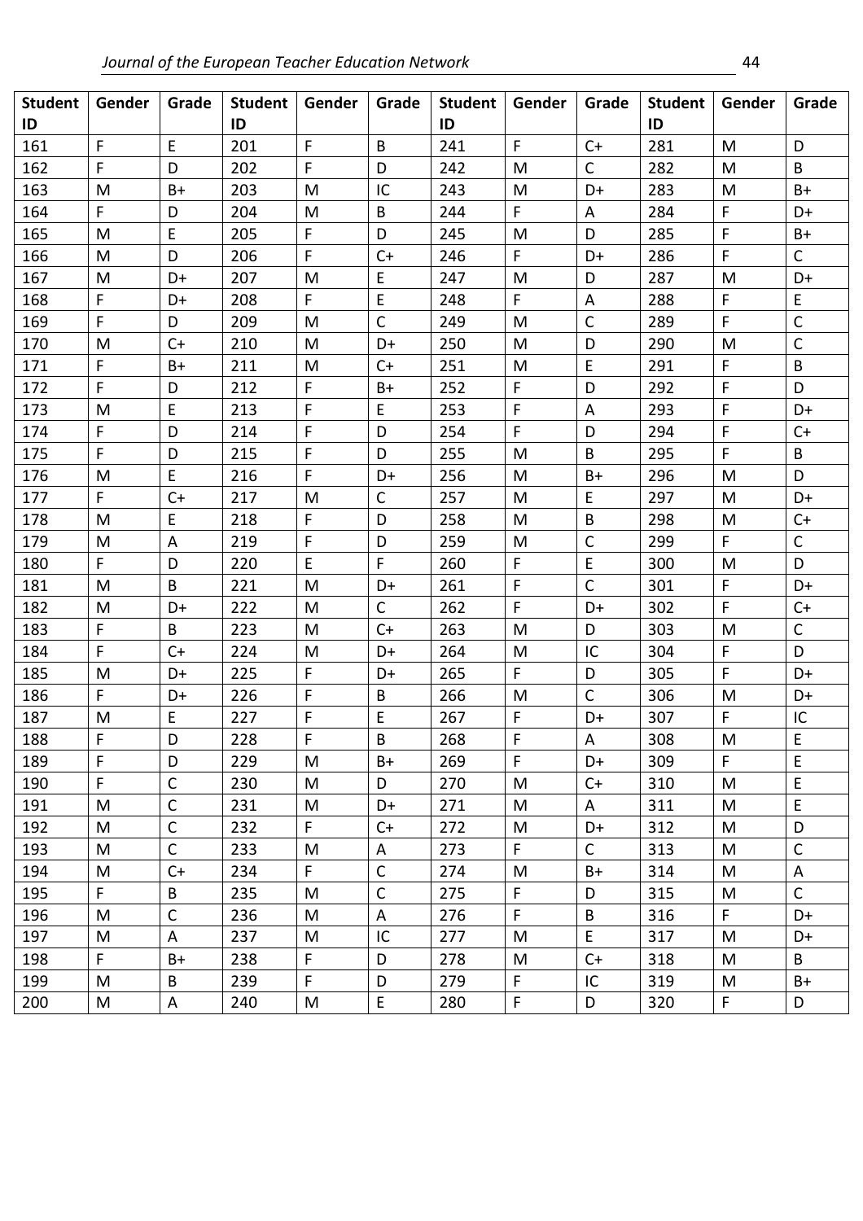| Student ID | Gender | Grade | Student ID | Gender | Grade | Student ID | Gender | Grade | Student ID | Gender | Grade |
|---|---|---|---|---|---|---|---|---|---|---|---|
| 161 | F | E | 201 | F | B | 241 | F | C+ | 281 | M | D |
| 162 | F | D | 202 | F | D | 242 | M | C | 282 | M | B |
| 163 | M | B+ | 203 | M | IC | 243 | M | D+ | 283 | M | B+ |
| 164 | F | D | 204 | M | B | 244 | F | A | 284 | F | D+ |
| 165 | M | E | 205 | F | D | 245 | M | D | 285 | F | B+ |
| 166 | M | D | 206 | F | C+ | 246 | F | D+ | 286 | F | C |
| 167 | M | D+ | 207 | M | E | 247 | M | D | 287 | M | D+ |
| 168 | F | D+ | 208 | F | E | 248 | F | A | 288 | F | E |
| 169 | F | D | 209 | M | C | 249 | M | C | 289 | F | C |
| 170 | M | C+ | 210 | M | D+ | 250 | M | D | 290 | M | C |
| 171 | F | B+ | 211 | M | C+ | 251 | M | E | 291 | F | B |
| 172 | F | D | 212 | F | B+ | 252 | F | D | 292 | F | D |
| 173 | M | E | 213 | F | E | 253 | F | A | 293 | F | D+ |
| 174 | F | D | 214 | F | D | 254 | F | D | 294 | F | C+ |
| 175 | F | D | 215 | F | D | 255 | M | B | 295 | F | B |
| 176 | M | E | 216 | F | D+ | 256 | M | B+ | 296 | M | D |
| 177 | F | C+ | 217 | M | C | 257 | M | E | 297 | M | D+ |
| 178 | M | E | 218 | F | D | 258 | M | B | 298 | M | C+ |
| 179 | M | A | 219 | F | D | 259 | M | C | 299 | F | C |
| 180 | F | D | 220 | E | F | 260 | F | E | 300 | M | D |
| 181 | M | B | 221 | M | D+ | 261 | F | C | 301 | F | D+ |
| 182 | M | D+ | 222 | M | C | 262 | F | D+ | 302 | F | C+ |
| 183 | F | B | 223 | M | C+ | 263 | M | D | 303 | M | C |
| 184 | F | C+ | 224 | M | D+ | 264 | M | IC | 304 | F | D |
| 185 | M | D+ | 225 | F | D+ | 265 | F | D | 305 | F | D+ |
| 186 | F | D+ | 226 | F | B | 266 | M | C | 306 | M | D+ |
| 187 | M | E | 227 | F | E | 267 | F | D+ | 307 | F | IC |
| 188 | F | D | 228 | F | B | 268 | F | A | 308 | M | E |
| 189 | F | D | 229 | M | B+ | 269 | F | D+ | 309 | F | E |
| 190 | F | C | 230 | M | D | 270 | M | C+ | 310 | M | E |
| 191 | M | C | 231 | M | D+ | 271 | M | A | 311 | M | E |
| 192 | M | C | 232 | F | C+ | 272 | M | D+ | 312 | M | D |
| 193 | M | C | 233 | M | A | 273 | F | C | 313 | M | C |
| 194 | M | C+ | 234 | F | C | 274 | M | B+ | 314 | M | A |
| 195 | F | B | 235 | M | C | 275 | F | D | 315 | M | C |
| 196 | M | C | 236 | M | A | 276 | F | B | 316 | F | D+ |
| 197 | M | A | 237 | M | IC | 277 | M | E | 317 | M | D+ |
| 198 | F | B+ | 238 | F | D | 278 | M | C+ | 318 | M | B |
| 199 | M | B | 239 | F | D | 279 | F | IC | 319 | M | B+ |
| 200 | M | A | 240 | M | E | 280 | F | D | 320 | F | D |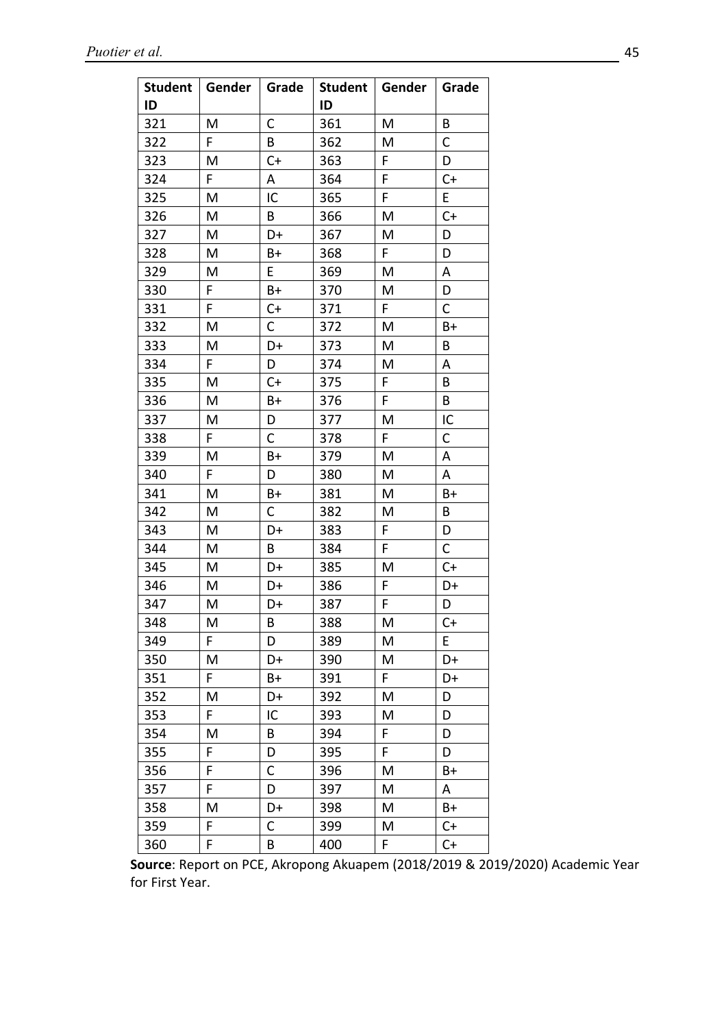| Student ID | Gender | Grade | Student ID | Gender | Grade |
|---|---|---|---|---|---|
| 321 | M | C | 361 | M | B |
| 322 | F | B | 362 | M | C |
| 323 | M | C+ | 363 | F | D |
| 324 | F | A | 364 | F | C+ |
| 325 | M | IC | 365 | F | E |
| 326 | M | B | 366 | M | C+ |
| 327 | M | D+ | 367 | M | D |
| 328 | M | B+ | 368 | F | D |
| 329 | M | E | 369 | M | A |
| 330 | F | B+ | 370 | M | D |
| 331 | F | C+ | 371 | F | C |
| 332 | M | C | 372 | M | B+ |
| 333 | M | D+ | 373 | M | B |
| 334 | F | D | 374 | M | A |
| 335 | M | C+ | 375 | F | B |
| 336 | M | B+ | 376 | F | B |
| 337 | M | D | 377 | M | IC |
| 338 | F | C | 378 | F | C |
| 339 | M | B+ | 379 | M | A |
| 340 | F | D | 380 | M | A |
| 341 | M | B+ | 381 | M | B+ |
| 342 | M | C | 382 | M | B |
| 343 | M | D+ | 383 | F | D |
| 344 | M | B | 384 | F | C |
| 345 | M | D+ | 385 | M | C+ |
| 346 | M | D+ | 386 | F | D+ |
| 347 | M | D+ | 387 | F | D |
| 348 | M | B | 388 | M | C+ |
| 349 | F | D | 389 | M | E |
| 350 | M | D+ | 390 | M | D+ |
| 351 | F | B+ | 391 | F | D+ |
| 352 | M | D+ | 392 | M | D |
| 353 | F | IC | 393 | M | D |
| 354 | M | B | 394 | F | D |
| 355 | F | D | 395 | F | D |
| 356 | F | C | 396 | M | B+ |
| 357 | F | D | 397 | M | A |
| 358 | M | D+ | 398 | M | B+ |
| 359 | F | C | 399 | M | C+ |
| 360 | F | B | 400 | F | C+ |

**Source**: Report on PCE, Akropong Akuapem (2018/2019 & 2019/2020) Academic Year for First Year.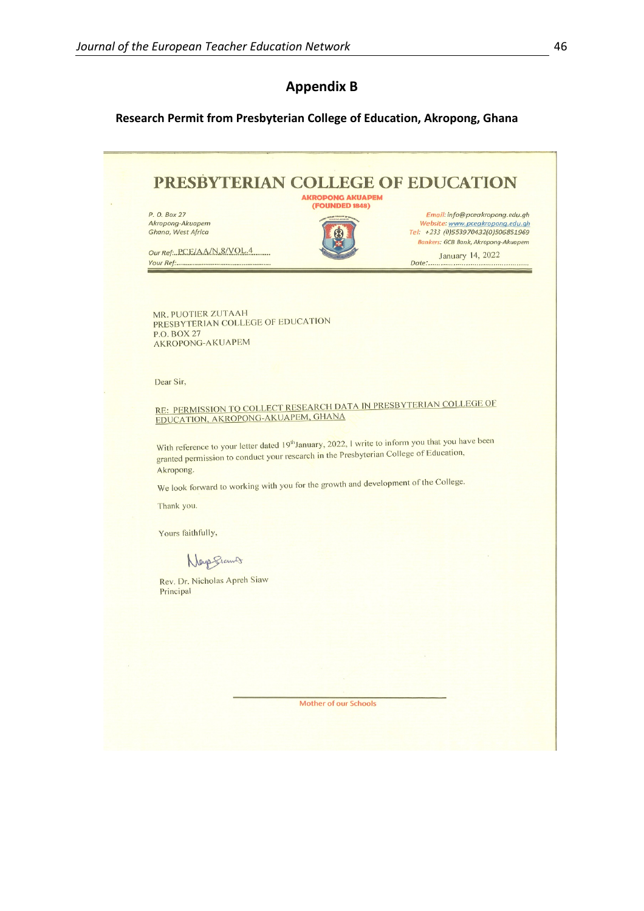## Appendix B

**Research Permit from Presbyterian College of Education, Akropong, Ghana**

# PRESBYTERIAN COLLEGE OF EDUCATION

AKROPONG AKUAPEM
(FOUNDED 1848)

P. O. Box 27
Akropong-Akuapem
Ghana, West Africa

Email: info@pceakropong.edu.gh
Website: www.pceakropong.edu.gh
Tel: +233 (0)553970432(0)506851969
Bankers: GCB Bank, Akropong-Akuapem

Our Ref: PCE/AA/N.8/VOL.4
Your Ref:......................................

Date: January 14, 2022

MR. PUOTIER ZUTAAH
PRESBYTERIAN COLLEGE OF EDUCATION
P.O. BOX 27
AKROPONG-AKUAPEM

Dear Sir,

RE: PERMISSION TO COLLECT RESEARCH DATA IN PRESBYTERIAN COLLEGE OF EDUCATION, AKROPONG-AKUAPEM, GHANA

With reference to your letter dated 19th January, 2022, I write to inform you that you have been granted permission to conduct your research in the Presbyterian College of Education, Akropong.

We look forward to working with you for the growth and development of the College.

Thank you.

Yours faithfully,

Rev. Dr. Nicholas Apreh Siaw
Principal

Mother of our Schools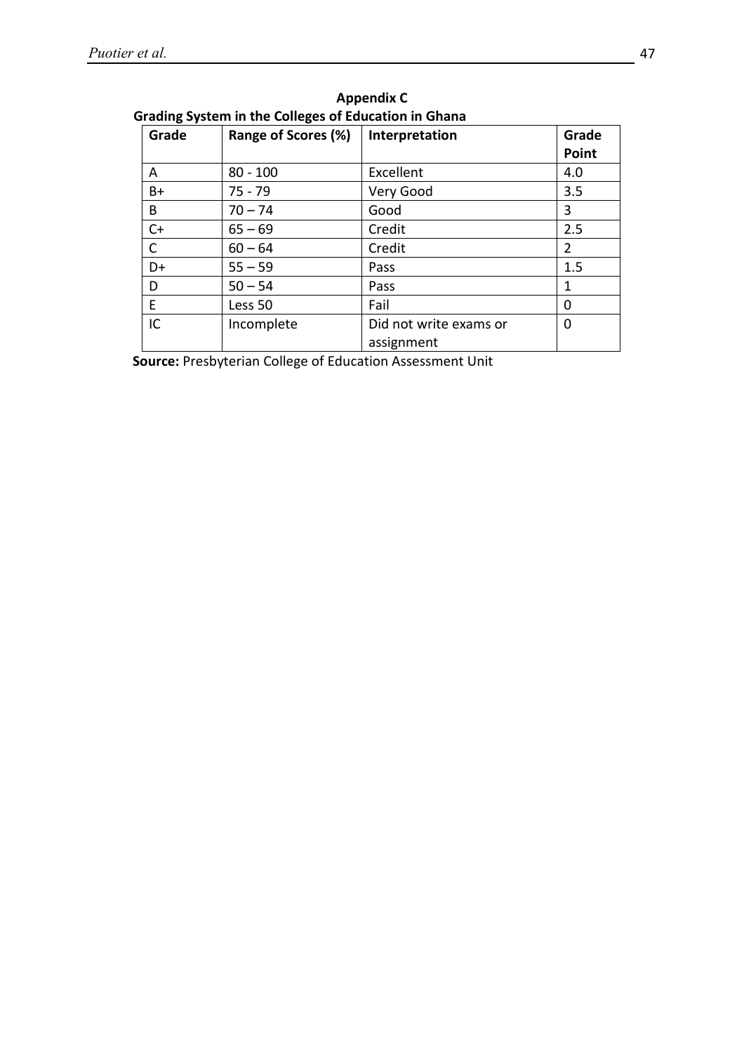**Appendix C**

**Grading System in the Colleges of Education in Ghana**

| Grade | Range of Scores (%) | Interpretation | Grade Point |
|---|---|---|---|
| A | 80 - 100 | Excellent | 4.0 |
| B+ | 75 - 79 | Very Good | 3.5 |
| B | 70 – 74 | Good | 3 |
| C+ | 65 – 69 | Credit | 2.5 |
| C | 60 – 64 | Credit | 2 |
| D+ | 55 – 59 | Pass | 1.5 |
| D | 50 – 54 | Pass | 1 |
| E | Less 50 | Fail | 0 |
| IC | Incomplete | Did not write exams or assignment | 0 |

**Source:** Presbyterian College of Education Assessment Unit